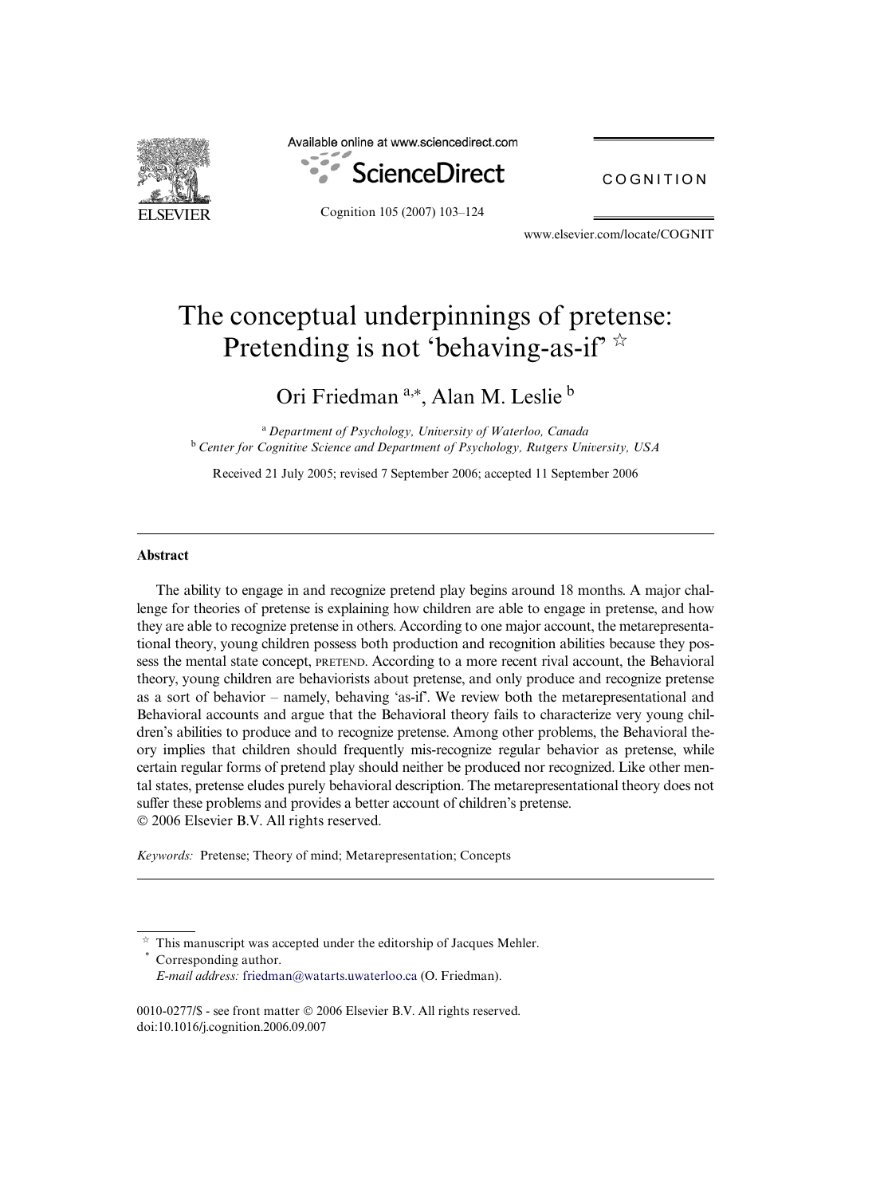# The conceptual underpinnings of pretense: Pretending is not 'behaving-as-if' ☆

Ori Friedman [a,*], Alan M. Leslie [b]

[a] *Department of Psychology, University of Waterloo, Canada*
[b] *Center for Cognitive Science and Department of Psychology, Rutgers University, USA*

Received 21 July 2005; revised 7 September 2006; accepted 11 September 2006

---

## Abstract

The ability to engage in and recognize pretend play begins around 18 months. A major challenge for theories of pretense is explaining how children are able to engage in pretense, and how they are able to recognize pretense in others. According to one major account, the metarepresentational theory, young children possess both production and recognition abilities because they possess the mental state concept, PRETEND. According to a more recent rival account, the Behavioral theory, young children are behaviorists about pretense, and only produce and recognize pretense as a sort of behavior – namely, behaving 'as-if'. We review both the metarepresentational and Behavioral accounts and argue that the Behavioral theory fails to characterize very young children's abilities to produce and to recognize pretense. Among other problems, the Behavioral theory implies that children should frequently mis-recognize regular behavior as pretense, while certain regular forms of pretend play should neither be produced nor recognized. Like other mental states, pretense eludes purely behavioral description. The metarepresentational theory does not suffer these problems and provides a better account of children's pretense.

© 2006 Elsevier B.V. All rights reserved.

*Keywords:* Pretense; Theory of mind; Metarepresentation; Concepts

---

☆ This manuscript was accepted under the editorship of Jacques Mehler.

\* Corresponding author.
*E-mail address:* friedman@watarts.uwaterloo.ca (O. Friedman).

0010-0277/$ - see front matter © 2006 Elsevier B.V. All rights reserved.
doi:10.1016/j.cognition.2006.09.007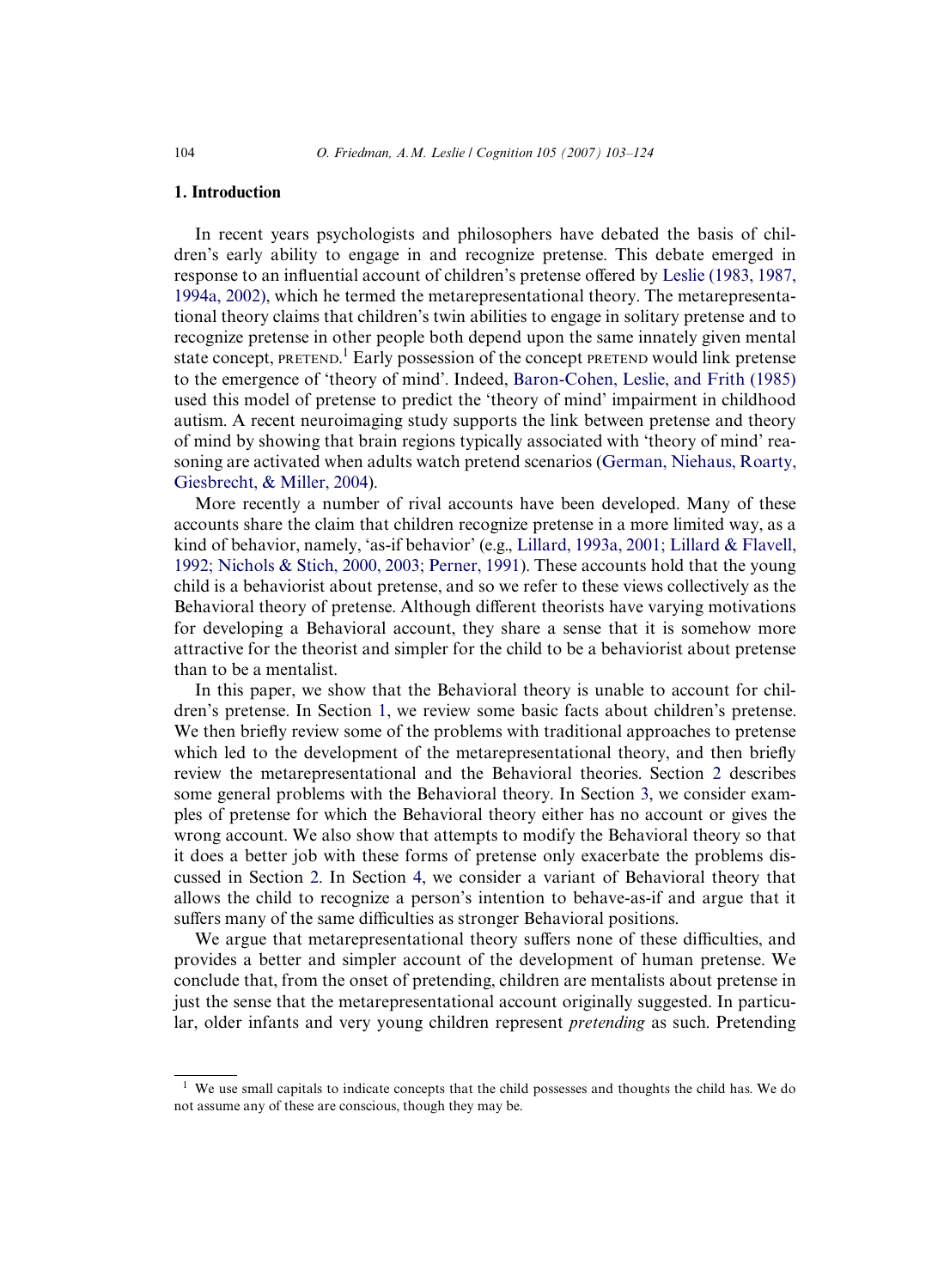## 1. Introduction

In recent years psychologists and philosophers have debated the basis of children's early ability to engage in and recognize pretense. This debate emerged in response to an influential account of children's pretense offered by Leslie (1983, 1987, 1994a, 2002), which he termed the metarepresentational theory. The metarepresentational theory claims that children's twin abilities to engage in solitary pretense and to recognize pretense in other people both depend upon the same innately given mental state concept, PRETEND.[1] Early possession of the concept PRETEND would link pretense to the emergence of 'theory of mind'. Indeed, Baron-Cohen, Leslie, and Frith (1985) used this model of pretense to predict the 'theory of mind' impairment in childhood autism. A recent neuroimaging study supports the link between pretense and theory of mind by showing that brain regions typically associated with 'theory of mind' reasoning are activated when adults watch pretend scenarios (German, Niehaus, Roarty, Giesbrecht, & Miller, 2004).

More recently a number of rival accounts have been developed. Many of these accounts share the claim that children recognize pretense in a more limited way, as a kind of behavior, namely, 'as-if behavior' (e.g., Lillard, 1993a, 2001; Lillard & Flavell, 1992; Nichols & Stich, 2000, 2003; Perner, 1991). These accounts hold that the young child is a behaviorist about pretense, and so we refer to these views collectively as the Behavioral theory of pretense. Although different theorists have varying motivations for developing a Behavioral account, they share a sense that it is somehow more attractive for the theorist and simpler for the child to be a behaviorist about pretense than to be a mentalist.

In this paper, we show that the Behavioral theory is unable to account for children's pretense. In Section 1, we review some basic facts about children's pretense. We then briefly review some of the problems with traditional approaches to pretense which led to the development of the metarepresentational theory, and then briefly review the metarepresentational and the Behavioral theories. Section 2 describes some general problems with the Behavioral theory. In Section 3, we consider examples of pretense for which the Behavioral theory either has no account or gives the wrong account. We also show that attempts to modify the Behavioral theory so that it does a better job with these forms of pretense only exacerbate the problems discussed in Section 2. In Section 4, we consider a variant of Behavioral theory that allows the child to recognize a person's intention to behave-as-if and argue that it suffers many of the same difficulties as stronger Behavioral positions.

We argue that metarepresentational theory suffers none of these difficulties, and provides a better and simpler account of the development of human pretense. We conclude that, from the onset of pretending, children are mentalists about pretense in just the sense that the metarepresentational account originally suggested. In particular, older infants and very young children represent *pretending* as such. Pretending

[1] We use small capitals to indicate concepts that the child possesses and thoughts the child has. We do not assume any of these are conscious, though they may be.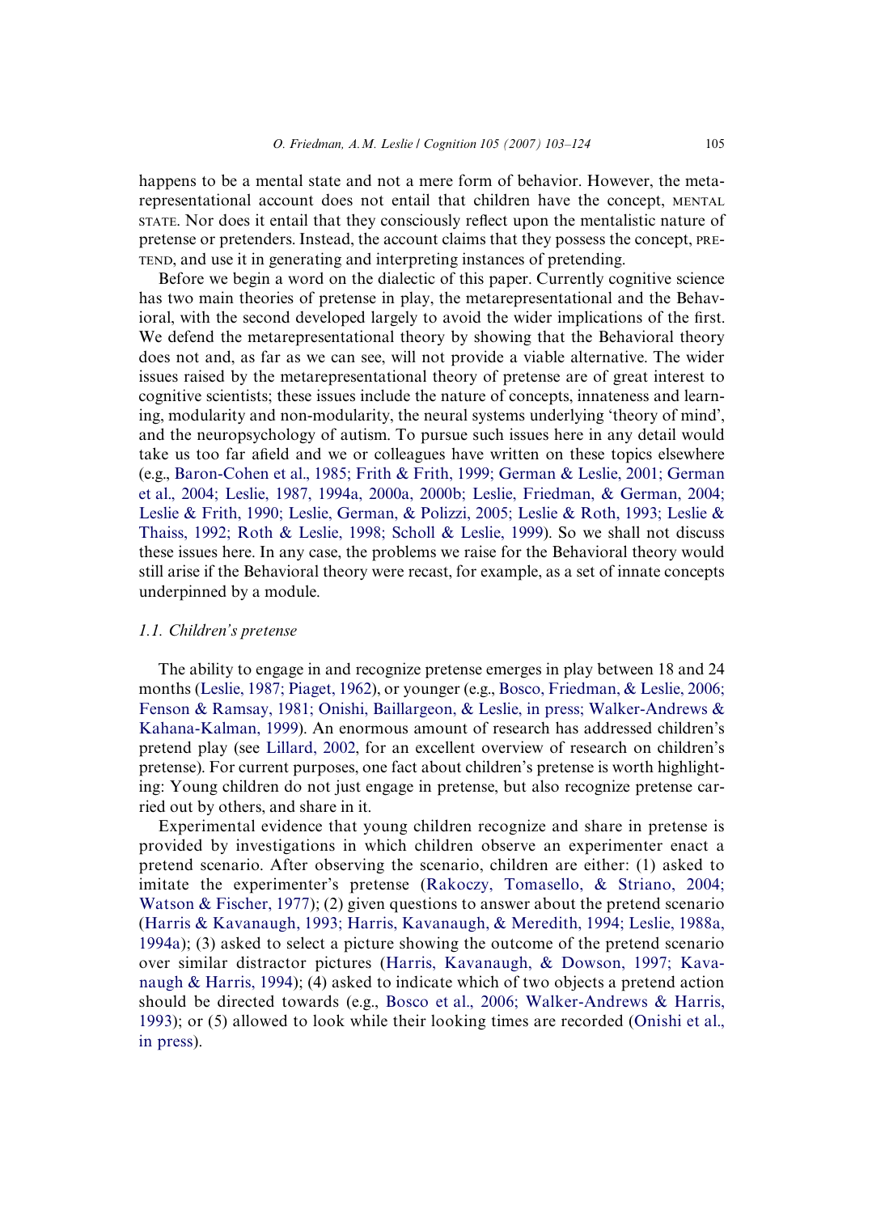happens to be a mental state and not a mere form of behavior. However, the metarepresentational account does not entail that children have the concept, MENTAL STATE. Nor does it entail that they consciously reflect upon the mentalistic nature of pretense or pretenders. Instead, the account claims that they possess the concept, PRETEND, and use it in generating and interpreting instances of pretending.

Before we begin a word on the dialectic of this paper. Currently cognitive science has two main theories of pretense in play, the metarepresentational and the Behavioral, with the second developed largely to avoid the wider implications of the first. We defend the metarepresentational theory by showing that the Behavioral theory does not and, as far as we can see, will not provide a viable alternative. The wider issues raised by the metarepresentational theory of pretense are of great interest to cognitive scientists; these issues include the nature of concepts, innateness and learning, modularity and non-modularity, the neural systems underlying 'theory of mind', and the neuropsychology of autism. To pursue such issues here in any detail would take us too far afield and we or colleagues have written on these topics elsewhere (e.g., Baron-Cohen et al., 1985; Frith & Frith, 1999; German & Leslie, 2001; German et al., 2004; Leslie, 1987, 1994a, 2000a, 2000b; Leslie, Friedman, & German, 2004; Leslie & Frith, 1990; Leslie, German, & Polizzi, 2005; Leslie & Roth, 1993; Leslie & Thaiss, 1992; Roth & Leslie, 1998; Scholl & Leslie, 1999). So we shall not discuss these issues here. In any case, the problems we raise for the Behavioral theory would still arise if the Behavioral theory were recast, for example, as a set of innate concepts underpinned by a module.

### 1.1. Children's pretense

The ability to engage in and recognize pretense emerges in play between 18 and 24 months (Leslie, 1987; Piaget, 1962), or younger (e.g., Bosco, Friedman, & Leslie, 2006; Fenson & Ramsay, 1981; Onishi, Baillargeon, & Leslie, in press; Walker-Andrews & Kahana-Kalman, 1999). An enormous amount of research has addressed children's pretend play (see Lillard, 2002, for an excellent overview of research on children's pretense). For current purposes, one fact about children's pretense is worth highlighting: Young children do not just engage in pretense, but also recognize pretense carried out by others, and share in it.

Experimental evidence that young children recognize and share in pretense is provided by investigations in which children observe an experimenter enact a pretend scenario. After observing the scenario, children are either: (1) asked to imitate the experimenter's pretense (Rakoczy, Tomasello, & Striano, 2004; Watson & Fischer, 1977); (2) given questions to answer about the pretend scenario (Harris & Kavanaugh, 1993; Harris, Kavanaugh, & Meredith, 1994; Leslie, 1988a, 1994a); (3) asked to select a picture showing the outcome of the pretend scenario over similar distractor pictures (Harris, Kavanaugh, & Dowson, 1997; Kavanaugh & Harris, 1994); (4) asked to indicate which of two objects a pretend action should be directed towards (e.g., Bosco et al., 2006; Walker-Andrews & Harris, 1993); or (5) allowed to look while their looking times are recorded (Onishi et al., in press).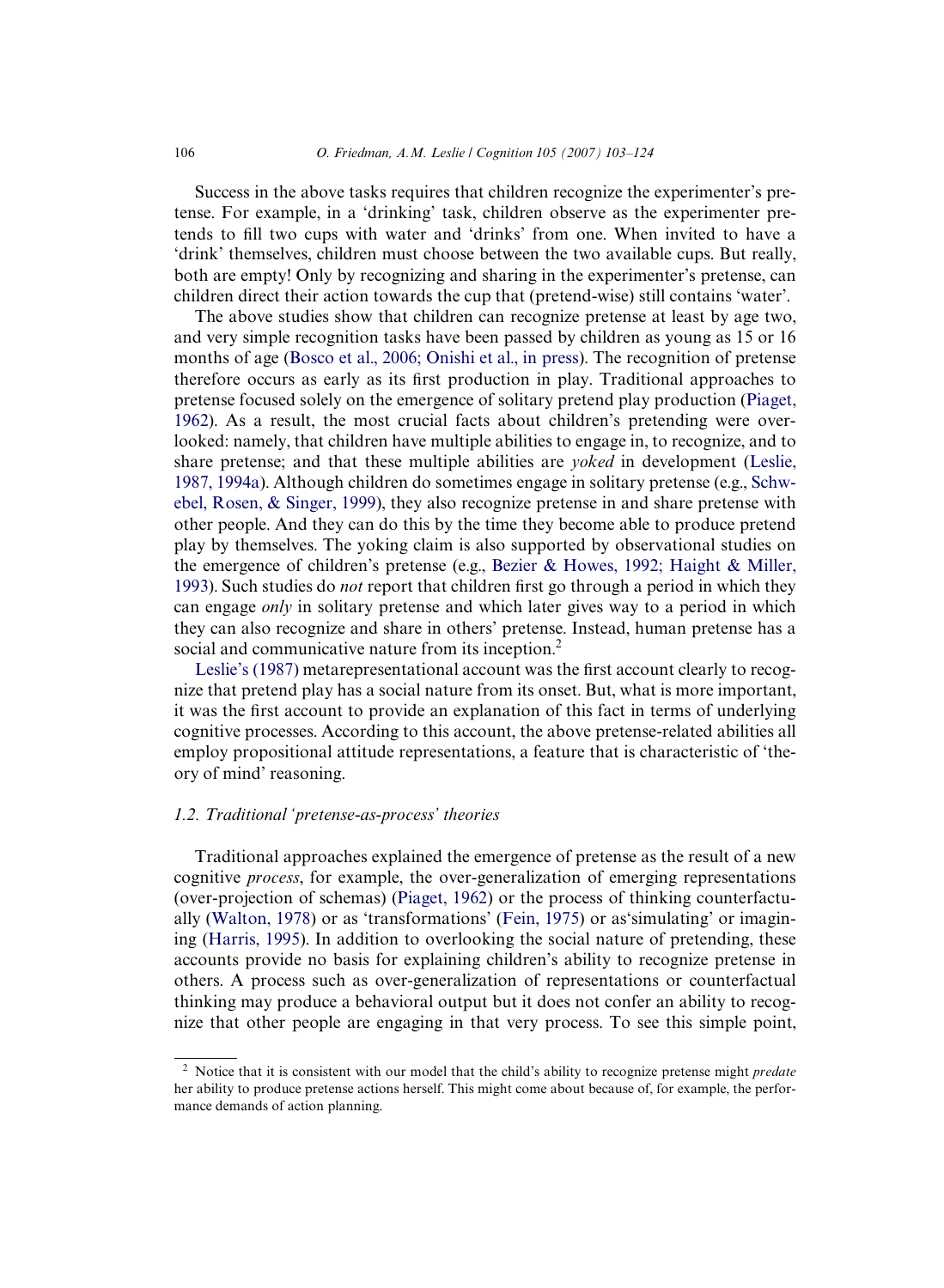Success in the above tasks requires that children recognize the experimenter's pretense. For example, in a 'drinking' task, children observe as the experimenter pretends to fill two cups with water and 'drinks' from one. When invited to have a 'drink' themselves, children must choose between the two available cups. But really, both are empty! Only by recognizing and sharing in the experimenter's pretense, can children direct their action towards the cup that (pretend-wise) still contains 'water'.

The above studies show that children can recognize pretense at least by age two, and very simple recognition tasks have been passed by children as young as 15 or 16 months of age (Bosco et al., 2006; Onishi et al., in press). The recognition of pretense therefore occurs as early as its first production in play. Traditional approaches to pretense focused solely on the emergence of solitary pretend play production (Piaget, 1962). As a result, the most crucial facts about children's pretending were overlooked: namely, that children have multiple abilities to engage in, to recognize, and to share pretense; and that these multiple abilities are *yoked* in development (Leslie, 1987, 1994a). Although children do sometimes engage in solitary pretense (e.g., Schwebel, Rosen, & Singer, 1999), they also recognize pretense in and share pretense with other people. And they can do this by the time they become able to produce pretend play by themselves. The yoking claim is also supported by observational studies on the emergence of children's pretense (e.g., Bezier & Howes, 1992; Haight & Miller, 1993). Such studies do *not* report that children first go through a period in which they can engage *only* in solitary pretense and which later gives way to a period in which they can also recognize and share in others' pretense. Instead, human pretense has a social and communicative nature from its inception.[2]

Leslie's (1987) metarepresentational account was the first account clearly to recognize that pretend play has a social nature from its onset. But, what is more important, it was the first account to provide an explanation of this fact in terms of underlying cognitive processes. According to this account, the above pretense-related abilities all employ propositional attitude representations, a feature that is characteristic of 'theory of mind' reasoning.

### 1.2. Traditional 'pretense-as-process' theories

Traditional approaches explained the emergence of pretense as the result of a new cognitive *process*, for example, the over-generalization of emerging representations (over-projection of schemas) (Piaget, 1962) or the process of thinking counterfactually (Walton, 1978) or as 'transformations' (Fein, 1975) or as'simulating' or imagining (Harris, 1995). In addition to overlooking the social nature of pretending, these accounts provide no basis for explaining children's ability to recognize pretense in others. A process such as over-generalization of representations or counterfactual thinking may produce a behavioral output but it does not confer an ability to recognize that other people are engaging in that very process. To see this simple point,

[2] Notice that it is consistent with our model that the child's ability to recognize pretense might *predate* her ability to produce pretense actions herself. This might come about because of, for example, the performance demands of action planning.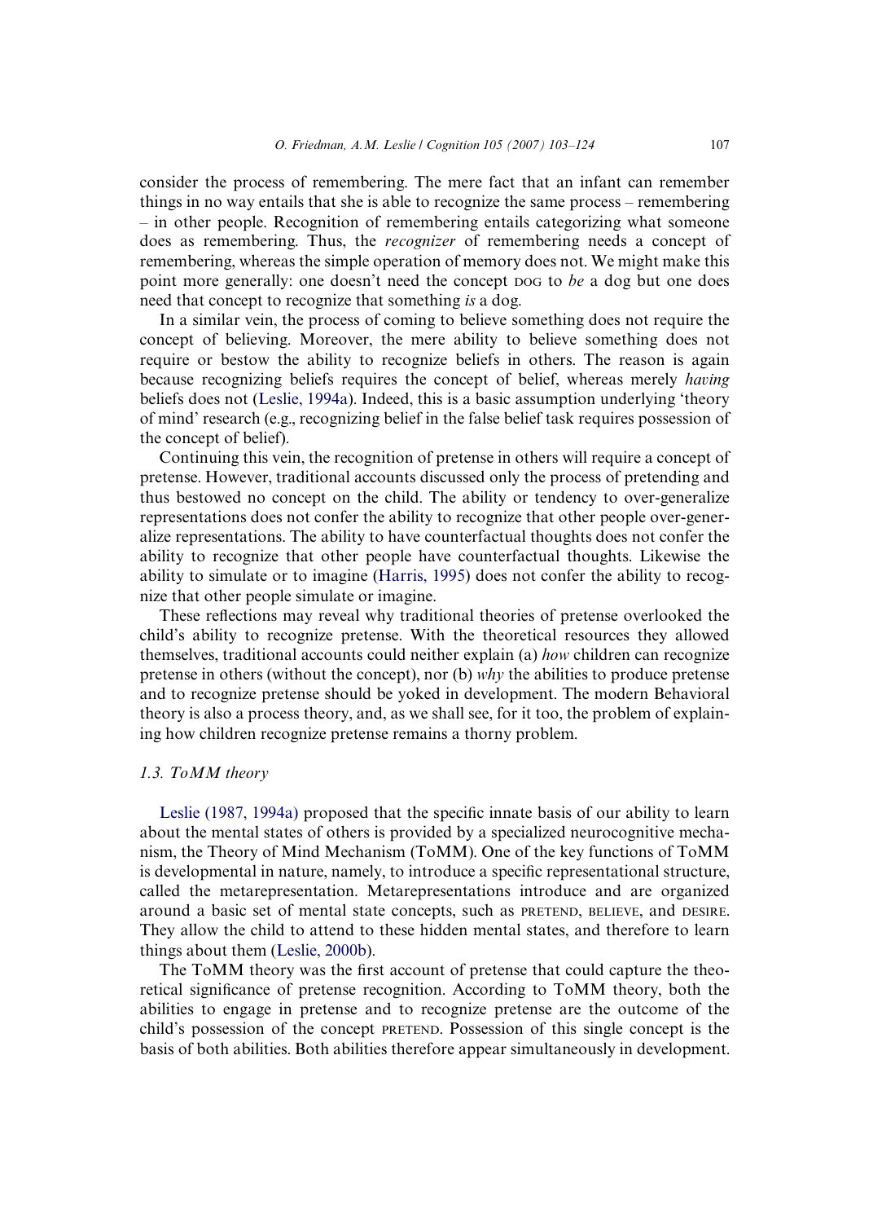consider the process of remembering. The mere fact that an infant can remember things in no way entails that she is able to recognize the same process – remembering – in other people. Recognition of remembering entails categorizing what someone does as remembering. Thus, the *recognizer* of remembering needs a concept of remembering, whereas the simple operation of memory does not. We might make this point more generally: one doesn't need the concept DOG to *be* a dog but one does need that concept to recognize that something *is* a dog.

In a similar vein, the process of coming to believe something does not require the concept of believing. Moreover, the mere ability to believe something does not require or bestow the ability to recognize beliefs in others. The reason is again because recognizing beliefs requires the concept of belief, whereas merely *having* beliefs does not (Leslie, 1994a). Indeed, this is a basic assumption underlying 'theory of mind' research (e.g., recognizing belief in the false belief task requires possession of the concept of belief).

Continuing this vein, the recognition of pretense in others will require a concept of pretense. However, traditional accounts discussed only the process of pretending and thus bestowed no concept on the child. The ability or tendency to over-generalize representations does not confer the ability to recognize that other people over-generalize representations. The ability to have counterfactual thoughts does not confer the ability to recognize that other people have counterfactual thoughts. Likewise the ability to simulate or to imagine (Harris, 1995) does not confer the ability to recognize that other people simulate or imagine.

These reflections may reveal why traditional theories of pretense overlooked the child's ability to recognize pretense. With the theoretical resources they allowed themselves, traditional accounts could neither explain (a) *how* children can recognize pretense in others (without the concept), nor (b) *why* the abilities to produce pretense and to recognize pretense should be yoked in development. The modern Behavioral theory is also a process theory, and, as we shall see, for it too, the problem of explaining how children recognize pretense remains a thorny problem.

### *1.3. ToMM theory*

Leslie (1987, 1994a) proposed that the specific innate basis of our ability to learn about the mental states of others is provided by a specialized neurocognitive mechanism, the Theory of Mind Mechanism (ToMM). One of the key functions of ToMM is developmental in nature, namely, to introduce a specific representational structure, called the metarepresentation. Metarepresentations introduce and are organized around a basic set of mental state concepts, such as PRETEND, BELIEVE, and DESIRE. They allow the child to attend to these hidden mental states, and therefore to learn things about them (Leslie, 2000b).

The ToMM theory was the first account of pretense that could capture the theoretical significance of pretense recognition. According to ToMM theory, both the abilities to engage in pretense and to recognize pretense are the outcome of the child's possession of the concept PRETEND. Possession of this single concept is the basis of both abilities. Both abilities therefore appear simultaneously in development.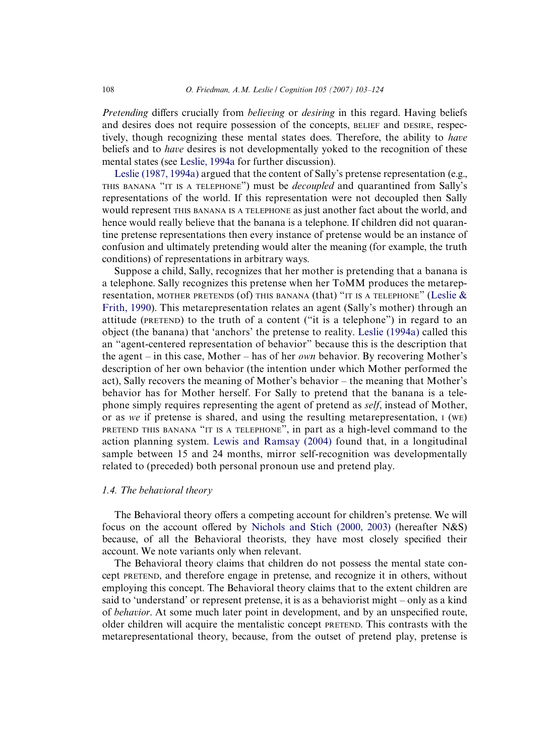*Pretending* differs crucially from *believing* or *desiring* in this regard. Having beliefs and desires does not require possession of the concepts, BELIEF and DESIRE, respectively, though recognizing these mental states does. Therefore, the ability to *have* beliefs and to *have* desires is not developmentally yoked to the recognition of these mental states (see Leslie, 1994a for further discussion).

Leslie (1987, 1994a) argued that the content of Sally's pretense representation (e.g., THIS BANANA "IT IS A TELEPHONE") must be *decoupled* and quarantined from Sally's representations of the world. If this representation were not decoupled then Sally would represent THIS BANANA IS A TELEPHONE as just another fact about the world, and hence would really believe that the banana is a telephone. If children did not quarantine pretense representations then every instance of pretense would be an instance of confusion and ultimately pretending would alter the meaning (for example, the truth conditions) of representations in arbitrary ways.

Suppose a child, Sally, recognizes that her mother is pretending that a banana is a telephone. Sally recognizes this pretense when her ToMM produces the metarepresentation, MOTHER PRETENDS (of) THIS BANANA (that) "IT IS A TELEPHONE" (Leslie & Frith, 1990). This metarepresentation relates an agent (Sally's mother) through an attitude (PRETEND) to the truth of a content ("it is a telephone") in regard to an object (the banana) that 'anchors' the pretense to reality. Leslie (1994a) called this an "agent-centered representation of behavior" because this is the description that the agent – in this case, Mother – has of her *own* behavior. By recovering Mother's description of her own behavior (the intention under which Mother performed the act), Sally recovers the meaning of Mother's behavior – the meaning that Mother's behavior has for Mother herself. For Sally to pretend that the banana is a telephone simply requires representing the agent of pretend as *self*, instead of Mother, or as *we* if pretense is shared, and using the resulting metarepresentation, I (WE) PRETEND THIS BANANA "IT IS A TELEPHONE", in part as a high-level command to the action planning system. Lewis and Ramsay (2004) found that, in a longitudinal sample between 15 and 24 months, mirror self-recognition was developmentally related to (preceded) both personal pronoun use and pretend play.

### 1.4. The behavioral theory

The Behavioral theory offers a competing account for children's pretense. We will focus on the account offered by Nichols and Stich (2000, 2003) (hereafter N&S) because, of all the Behavioral theorists, they have most closely specified their account. We note variants only when relevant.

The Behavioral theory claims that children do not possess the mental state concept PRETEND, and therefore engage in pretense, and recognize it in others, without employing this concept. The Behavioral theory claims that to the extent children are said to 'understand' or represent pretense, it is as a behaviorist might – only as a kind of *behavior*. At some much later point in development, and by an unspecified route, older children will acquire the mentalistic concept PRETEND. This contrasts with the metarepresentational theory, because, from the outset of pretend play, pretense is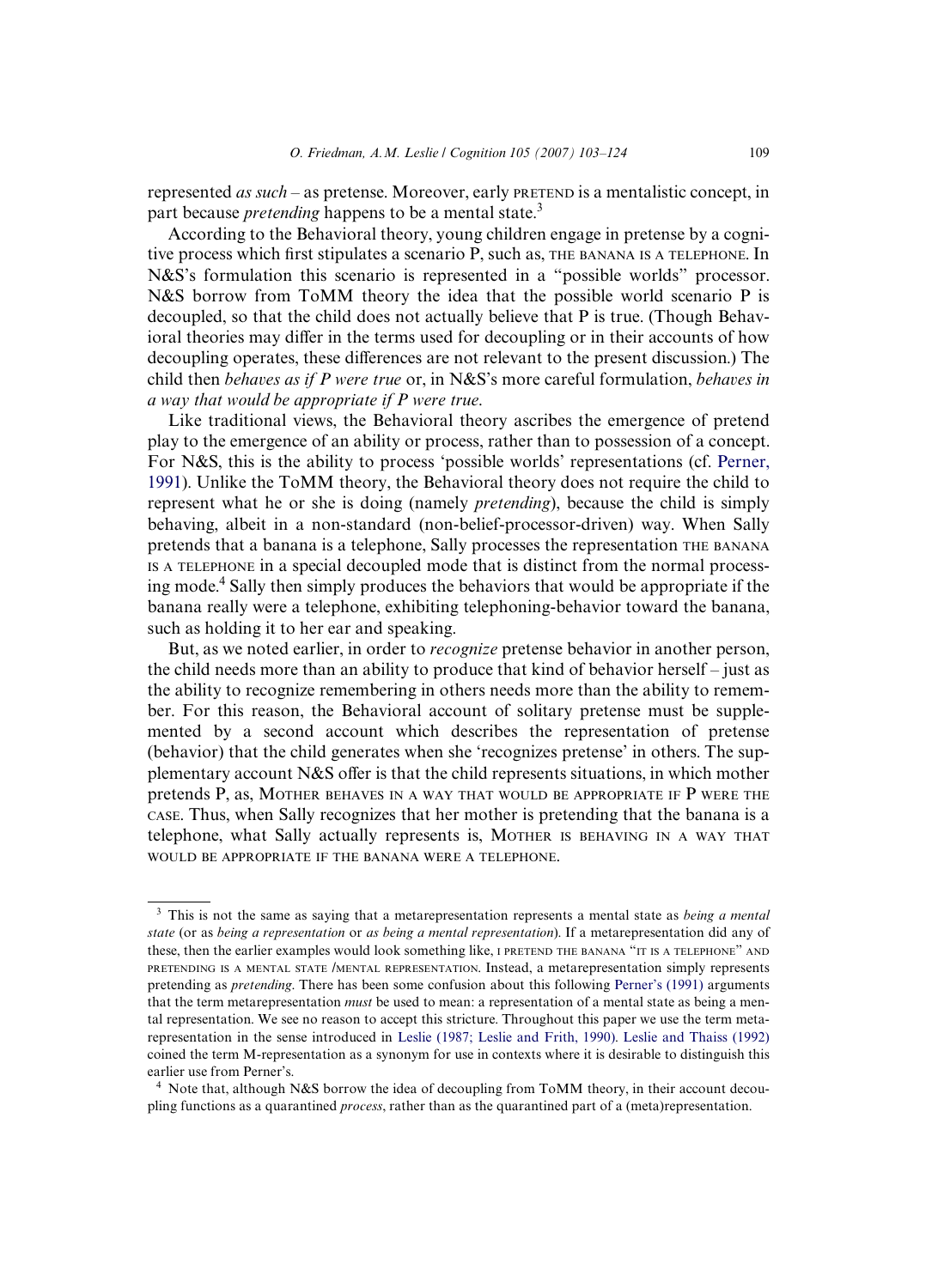represented *as such* – as pretense. Moreover, early PRETEND is a mentalistic concept, in part because *pretending* happens to be a mental state.[3]

According to the Behavioral theory, young children engage in pretense by a cognitive process which first stipulates a scenario P, such as, THE BANANA IS A TELEPHONE. In N&S's formulation this scenario is represented in a "possible worlds" processor. N&S borrow from ToMM theory the idea that the possible world scenario P is decoupled, so that the child does not actually believe that P is true. (Though Behavioral theories may differ in the terms used for decoupling or in their accounts of how decoupling operates, these differences are not relevant to the present discussion.) The child then *behaves as if P were true* or, in N&S's more careful formulation, *behaves in a way that would be appropriate if P were true*.

Like traditional views, the Behavioral theory ascribes the emergence of pretend play to the emergence of an ability or process, rather than to possession of a concept. For N&S, this is the ability to process 'possible worlds' representations (cf. Perner, 1991). Unlike the ToMM theory, the Behavioral theory does not require the child to represent what he or she is doing (namely *pretending*), because the child is simply behaving, albeit in a non-standard (non-belief-processor-driven) way. When Sally pretends that a banana is a telephone, Sally processes the representation THE BANANA IS A TELEPHONE in a special decoupled mode that is distinct from the normal processing mode.[4] Sally then simply produces the behaviors that would be appropriate if the banana really were a telephone, exhibiting telephoning-behavior toward the banana, such as holding it to her ear and speaking.

But, as we noted earlier, in order to *recognize* pretense behavior in another person, the child needs more than an ability to produce that kind of behavior herself – just as the ability to recognize remembering in others needs more than the ability to remember. For this reason, the Behavioral account of solitary pretense must be supplemented by a second account which describes the representation of pretense (behavior) that the child generates when she 'recognizes pretense' in others. The supplementary account N&S offer is that the child represents situations, in which mother pretends P, as, MOTHER BEHAVES IN A WAY THAT WOULD BE APPROPRIATE IF P WERE THE CASE. Thus, when Sally recognizes that her mother is pretending that the banana is a telephone, what Sally actually represents is, MOTHER IS BEHAVING IN A WAY THAT WOULD BE APPROPRIATE IF THE BANANA WERE A TELEPHONE.

---

[3] This is not the same as saying that a metarepresentation represents a mental state as *being a mental state* (or as *being a representation* or *as being a mental representation*). If a metarepresentation did any of these, then the earlier examples would look something like, I PRETEND THE BANANA "IT IS A TELEPHONE" AND PRETENDING IS A MENTAL STATE /MENTAL REPRESENTATION. Instead, a metarepresentation simply represents pretending as *pretending*. There has been some confusion about this following Perner's (1991) arguments that the term metarepresentation *must* be used to mean: a representation of a mental state as being a mental representation. We see no reason to accept this stricture. Throughout this paper we use the term metarepresentation in the sense introduced in Leslie (1987; Leslie and Frith, 1990). Leslie and Thaiss (1992) coined the term M-representation as a synonym for use in contexts where it is desirable to distinguish this earlier use from Perner's.

[4] Note that, although N&S borrow the idea of decoupling from ToMM theory, in their account decoupling functions as a quarantined *process*, rather than as the quarantined part of a (meta)representation.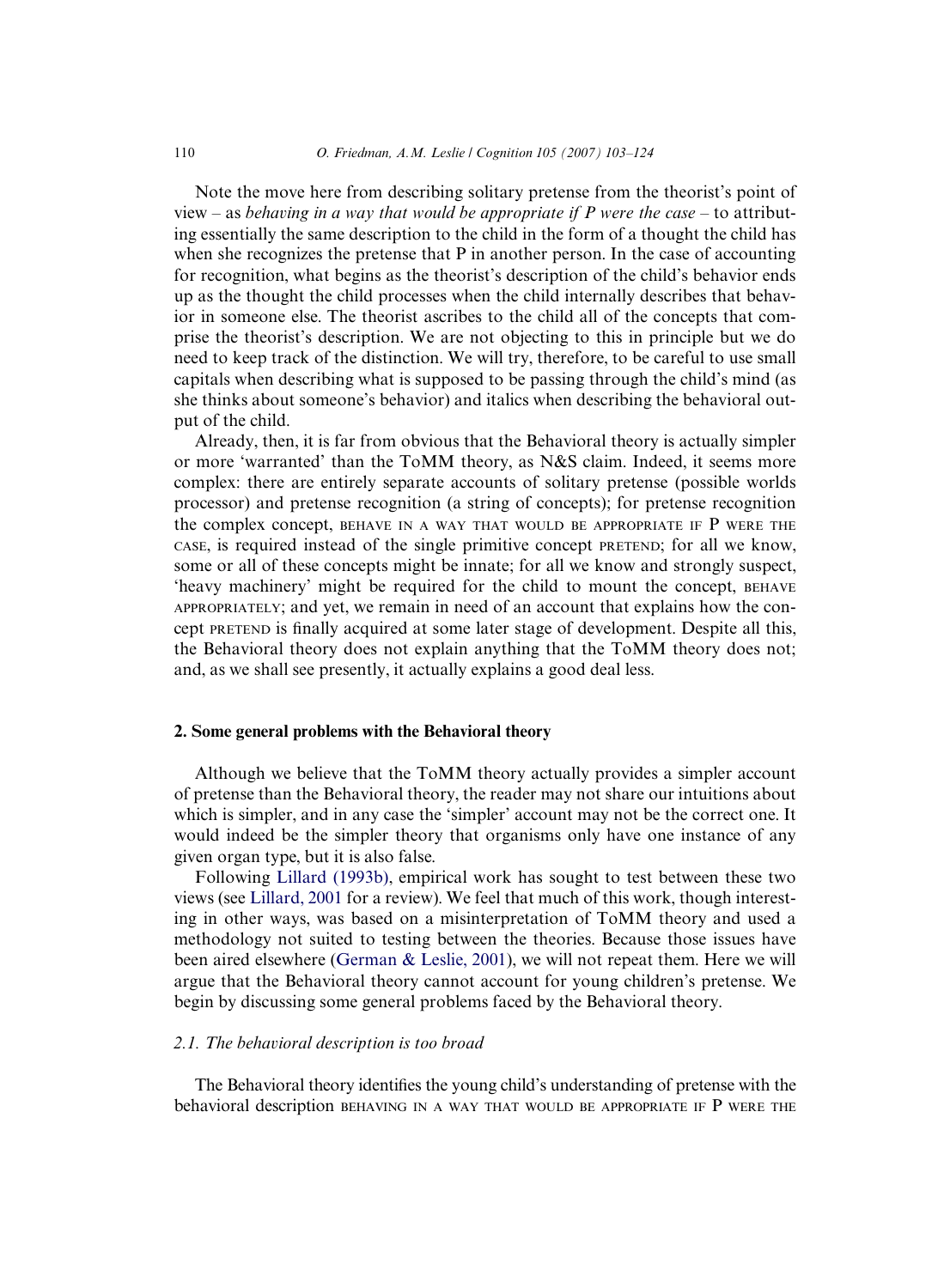Note the move here from describing solitary pretense from the theorist's point of view – as *behaving in a way that would be appropriate if P were the case* – to attributing essentially the same description to the child in the form of a thought the child has when she recognizes the pretense that P in another person. In the case of accounting for recognition, what begins as the theorist's description of the child's behavior ends up as the thought the child processes when the child internally describes that behavior in someone else. The theorist ascribes to the child all of the concepts that comprise the theorist's description. We are not objecting to this in principle but we do need to keep track of the distinction. We will try, therefore, to be careful to use small capitals when describing what is supposed to be passing through the child's mind (as she thinks about someone's behavior) and italics when describing the behavioral output of the child.

Already, then, it is far from obvious that the Behavioral theory is actually simpler or more 'warranted' than the ToMM theory, as N&S claim. Indeed, it seems more complex: there are entirely separate accounts of solitary pretense (possible worlds processor) and pretense recognition (a string of concepts); for pretense recognition the complex concept, BEHAVE IN A WAY THAT WOULD BE APPROPRIATE IF P WERE THE CASE, is required instead of the single primitive concept PRETEND; for all we know, some or all of these concepts might be innate; for all we know and strongly suspect, 'heavy machinery' might be required for the child to mount the concept, BEHAVE APPROPRIATELY; and yet, we remain in need of an account that explains how the concept PRETEND is finally acquired at some later stage of development. Despite all this, the Behavioral theory does not explain anything that the ToMM theory does not; and, as we shall see presently, it actually explains a good deal less.

## 2. Some general problems with the Behavioral theory

Although we believe that the ToMM theory actually provides a simpler account of pretense than the Behavioral theory, the reader may not share our intuitions about which is simpler, and in any case the 'simpler' account may not be the correct one. It would indeed be the simpler theory that organisms only have one instance of any given organ type, but it is also false.

Following Lillard (1993b), empirical work has sought to test between these two views (see Lillard, 2001 for a review). We feel that much of this work, though interesting in other ways, was based on a misinterpretation of ToMM theory and used a methodology not suited to testing between the theories. Because those issues have been aired elsewhere (German & Leslie, 2001), we will not repeat them. Here we will argue that the Behavioral theory cannot account for young children's pretense. We begin by discussing some general problems faced by the Behavioral theory.

### 2.1. The behavioral description is too broad

The Behavioral theory identifies the young child's understanding of pretense with the behavioral description BEHAVING IN A WAY THAT WOULD BE APPROPRIATE IF P WERE THE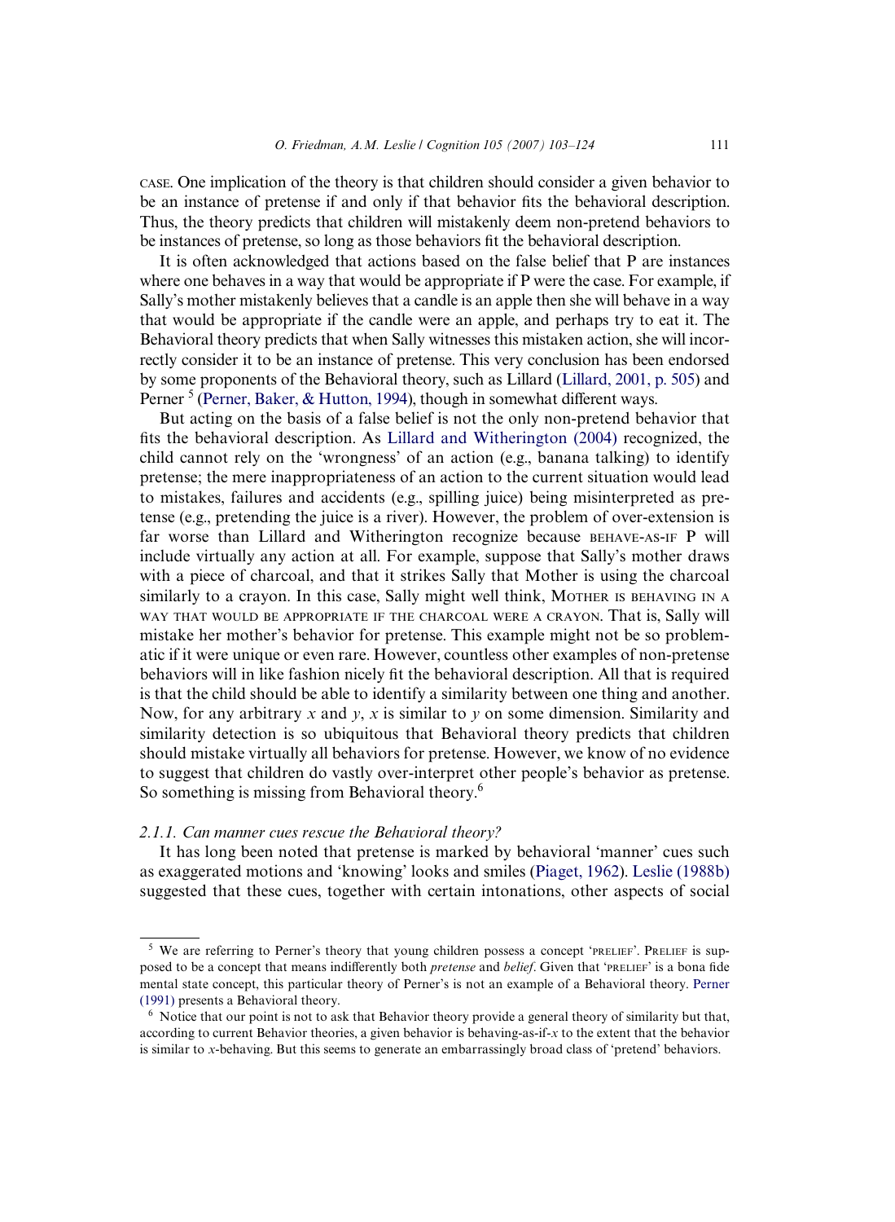CASE. One implication of the theory is that children should consider a given behavior to be an instance of pretense if and only if that behavior fits the behavioral description. Thus, the theory predicts that children will mistakenly deem non-pretend behaviors to be instances of pretense, so long as those behaviors fit the behavioral description.

It is often acknowledged that actions based on the false belief that P are instances where one behaves in a way that would be appropriate if P were the case. For example, if Sally's mother mistakenly believes that a candle is an apple then she will behave in a way that would be appropriate if the candle were an apple, and perhaps try to eat it. The Behavioral theory predicts that when Sally witnesses this mistaken action, she will incorrectly consider it to be an instance of pretense. This very conclusion has been endorsed by some proponents of the Behavioral theory, such as Lillard (Lillard, 2001, p. 505) and Perner [5] (Perner, Baker, & Hutton, 1994), though in somewhat different ways.

But acting on the basis of a false belief is not the only non-pretend behavior that fits the behavioral description. As Lillard and Witherington (2004) recognized, the child cannot rely on the 'wrongness' of an action (e.g., banana talking) to identify pretense; the mere inappropriateness of an action to the current situation would lead to mistakes, failures and accidents (e.g., spilling juice) being misinterpreted as pretense (e.g., pretending the juice is a river). However, the problem of over-extension is far worse than Lillard and Witherington recognize because BEHAVE-AS-IF P will include virtually any action at all. For example, suppose that Sally's mother draws with a piece of charcoal, and that it strikes Sally that Mother is using the charcoal similarly to a crayon. In this case, Sally might well think, MOTHER IS BEHAVING IN A WAY THAT WOULD BE APPROPRIATE IF THE CHARCOAL WERE A CRAYON. That is, Sally will mistake her mother's behavior for pretense. This example might not be so problematic if it were unique or even rare. However, countless other examples of non-pretense behaviors will in like fashion nicely fit the behavioral description. All that is required is that the child should be able to identify a similarity between one thing and another. Now, for any arbitrary $x$ and $y$, $x$ is similar to $y$ on some dimension. Similarity and similarity detection is so ubiquitous that Behavioral theory predicts that children should mistake virtually all behaviors for pretense. However, we know of no evidence to suggest that children do vastly over-interpret other people's behavior as pretense. So something is missing from Behavioral theory.[6]

### *2.1.1. Can manner cues rescue the Behavioral theory?*

It has long been noted that pretense is marked by behavioral 'manner' cues such as exaggerated motions and 'knowing' looks and smiles (Piaget, 1962). Leslie (1988b) suggested that these cues, together with certain intonations, other aspects of social

---

[5] We are referring to Perner's theory that young children possess a concept 'PRELIEF'. PRELIEF is supposed to be a concept that means indifferently both *pretense* and *belief*. Given that 'PRELIEF' is a bona fide mental state concept, this particular theory of Perner's is not an example of a Behavioral theory. Perner (1991) presents a Behavioral theory.

[6] Notice that our point is not to ask that Behavior theory provide a general theory of similarity but that, according to current Behavior theories, a given behavior is behaving-as-if-$x$ to the extent that the behavior is similar to $x$-behaving. But this seems to generate an embarrassingly broad class of 'pretend' behaviors.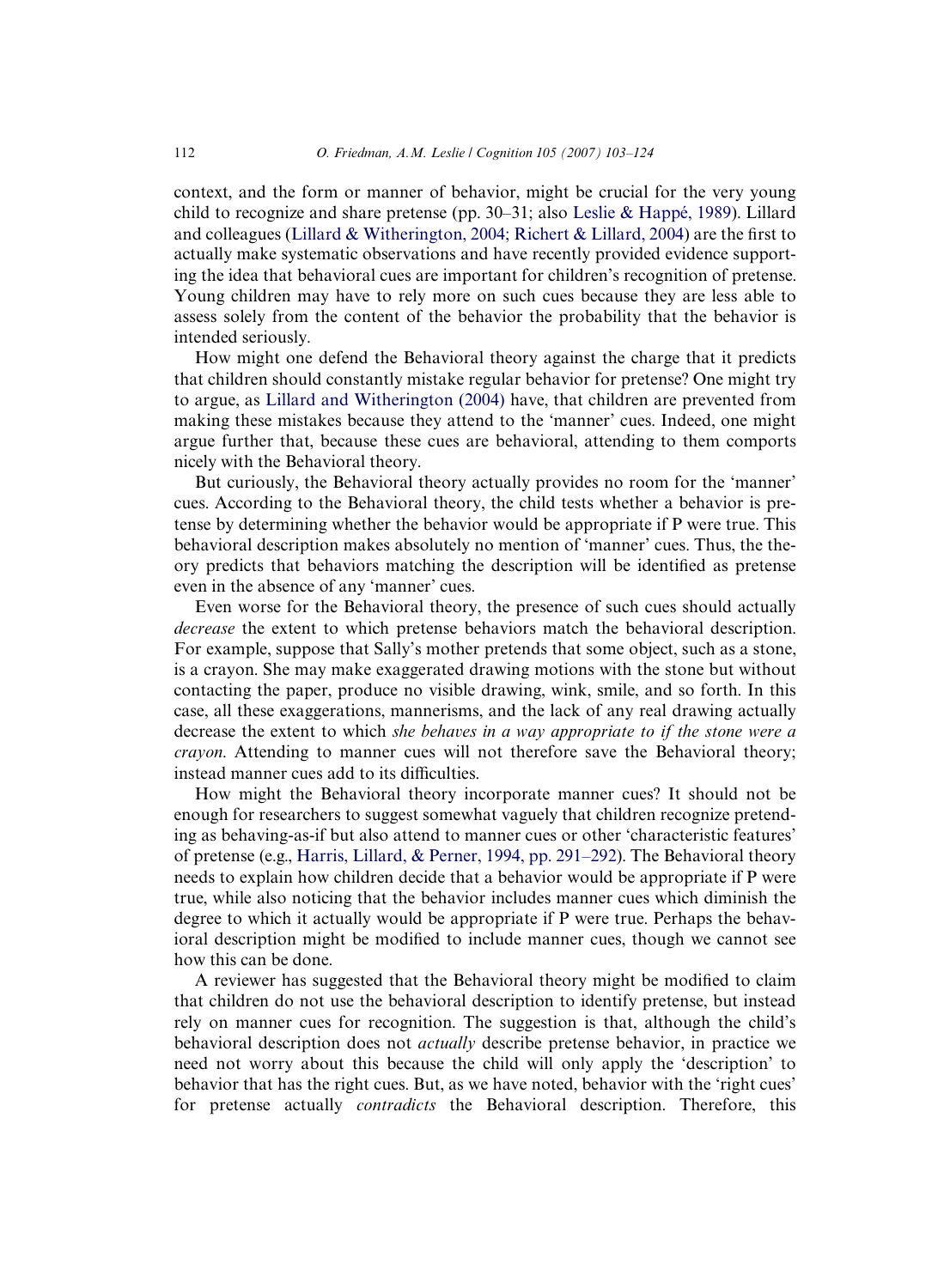context, and the form or manner of behavior, might be crucial for the very young child to recognize and share pretense (pp. 30–31; also Leslie & Happé, 1989). Lillard and colleagues (Lillard & Witherington, 2004; Richert & Lillard, 2004) are the first to actually make systematic observations and have recently provided evidence supporting the idea that behavioral cues are important for children's recognition of pretense. Young children may have to rely more on such cues because they are less able to assess solely from the content of the behavior the probability that the behavior is intended seriously.

How might one defend the Behavioral theory against the charge that it predicts that children should constantly mistake regular behavior for pretense? One might try to argue, as Lillard and Witherington (2004) have, that children are prevented from making these mistakes because they attend to the 'manner' cues. Indeed, one might argue further that, because these cues are behavioral, attending to them comports nicely with the Behavioral theory.

But curiously, the Behavioral theory actually provides no room for the 'manner' cues. According to the Behavioral theory, the child tests whether a behavior is pretense by determining whether the behavior would be appropriate if P were true. This behavioral description makes absolutely no mention of 'manner' cues. Thus, the theory predicts that behaviors matching the description will be identified as pretense even in the absence of any 'manner' cues.

Even worse for the Behavioral theory, the presence of such cues should actually *decrease* the extent to which pretense behaviors match the behavioral description. For example, suppose that Sally's mother pretends that some object, such as a stone, is a crayon. She may make exaggerated drawing motions with the stone but without contacting the paper, produce no visible drawing, wink, smile, and so forth. In this case, all these exaggerations, mannerisms, and the lack of any real drawing actually decrease the extent to which *she behaves in a way appropriate to if the stone were a crayon*. Attending to manner cues will not therefore save the Behavioral theory; instead manner cues add to its difficulties.

How might the Behavioral theory incorporate manner cues? It should not be enough for researchers to suggest somewhat vaguely that children recognize pretending as behaving-as-if but also attend to manner cues or other 'characteristic features' of pretense (e.g., Harris, Lillard, & Perner, 1994, pp. 291–292). The Behavioral theory needs to explain how children decide that a behavior would be appropriate if P were true, while also noticing that the behavior includes manner cues which diminish the degree to which it actually would be appropriate if P were true. Perhaps the behavioral description might be modified to include manner cues, though we cannot see how this can be done.

A reviewer has suggested that the Behavioral theory might be modified to claim that children do not use the behavioral description to identify pretense, but instead rely on manner cues for recognition. The suggestion is that, although the child's behavioral description does not *actually* describe pretense behavior, in practice we need not worry about this because the child will only apply the 'description' to behavior that has the right cues. But, as we have noted, behavior with the 'right cues' for pretense actually *contradicts* the Behavioral description. Therefore, this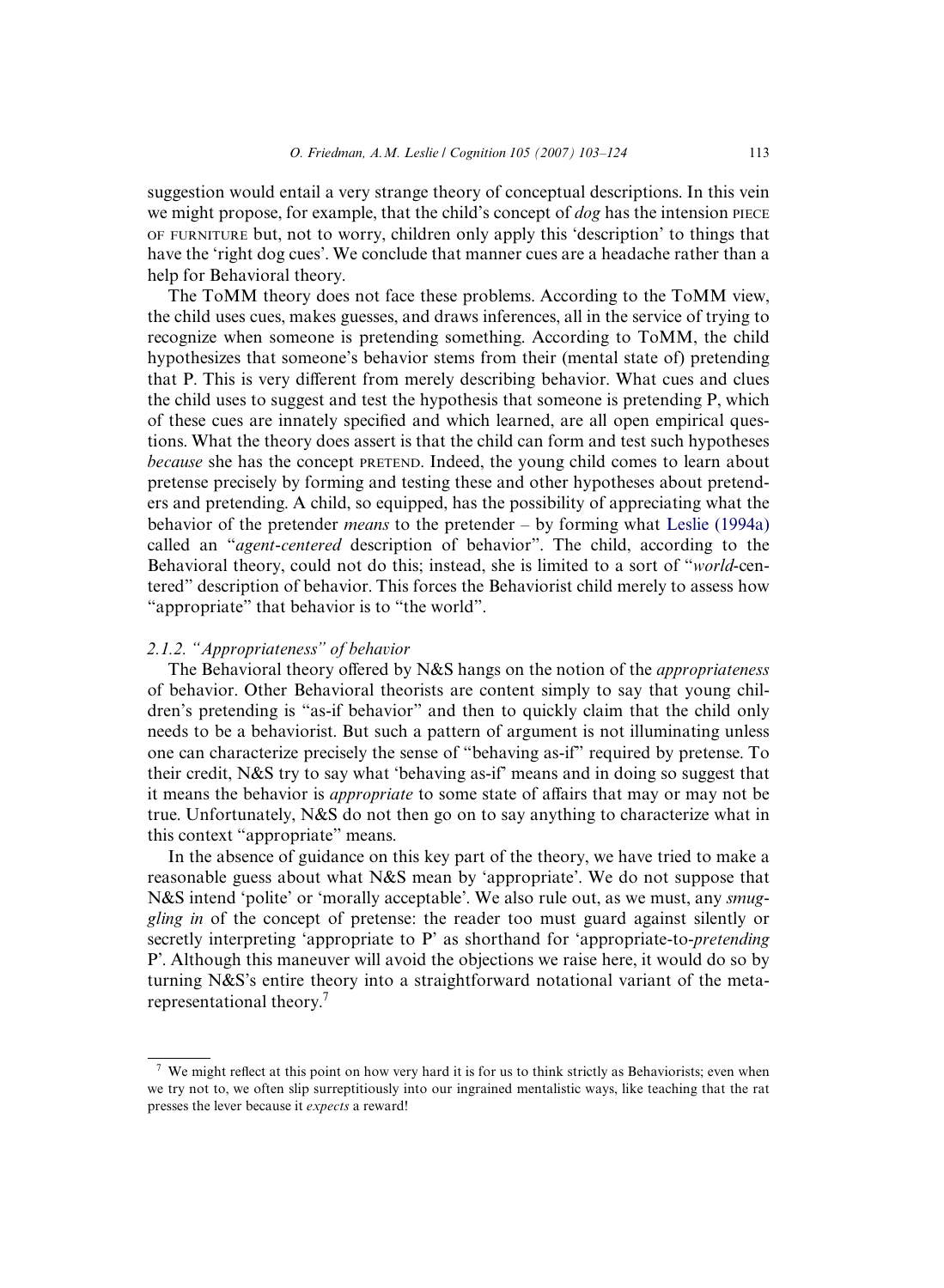suggestion would entail a very strange theory of conceptual descriptions. In this vein we might propose, for example, that the child's concept of *dog* has the intension PIECE OF FURNITURE but, not to worry, children only apply this 'description' to things that have the 'right dog cues'. We conclude that manner cues are a headache rather than a help for Behavioral theory.

The ToMM theory does not face these problems. According to the ToMM view, the child uses cues, makes guesses, and draws inferences, all in the service of trying to recognize when someone is pretending something. According to ToMM, the child hypothesizes that someone's behavior stems from their (mental state of) pretending that P. This is very different from merely describing behavior. What cues and clues the child uses to suggest and test the hypothesis that someone is pretending P, which of these cues are innately specified and which learned, are all open empirical questions. What the theory does assert is that the child can form and test such hypotheses *because* she has the concept PRETEND. Indeed, the young child comes to learn about pretense precisely by forming and testing these and other hypotheses about pretenders and pretending. A child, so equipped, has the possibility of appreciating what the behavior of the pretender *means* to the pretender – by forming what Leslie (1994a) called an "*agent-centered* description of behavior". The child, according to the Behavioral theory, could not do this; instead, she is limited to a sort of "*world*-centered" description of behavior. This forces the Behaviorist child merely to assess how "appropriate" that behavior is to "the world".

### *2.1.2. "Appropriateness" of behavior*

The Behavioral theory offered by N&S hangs on the notion of the *appropriateness* of behavior. Other Behavioral theorists are content simply to say that young children's pretending is "as-if behavior" and then to quickly claim that the child only needs to be a behaviorist. But such a pattern of argument is not illuminating unless one can characterize precisely the sense of "behaving as-if" required by pretense. To their credit, N&S try to say what 'behaving as-if' means and in doing so suggest that it means the behavior is *appropriate* to some state of affairs that may or may not be true. Unfortunately, N&S do not then go on to say anything to characterize what in this context "appropriate" means.

In the absence of guidance on this key part of the theory, we have tried to make a reasonable guess about what N&S mean by 'appropriate'. We do not suppose that N&S intend 'polite' or 'morally acceptable'. We also rule out, as we must, any *smuggling in* of the concept of pretense: the reader too must guard against silently or secretly interpreting 'appropriate to P' as shorthand for 'appropriate-to-*pretending* P'. Although this maneuver will avoid the objections we raise here, it would do so by turning N&S's entire theory into a straightforward notational variant of the metarepresentational theory.[7]

[7] We might reflect at this point on how very hard it is for us to think strictly as Behaviorists; even when we try not to, we often slip surreptitiously into our ingrained mentalistic ways, like teaching that the rat presses the lever because it *expects* a reward!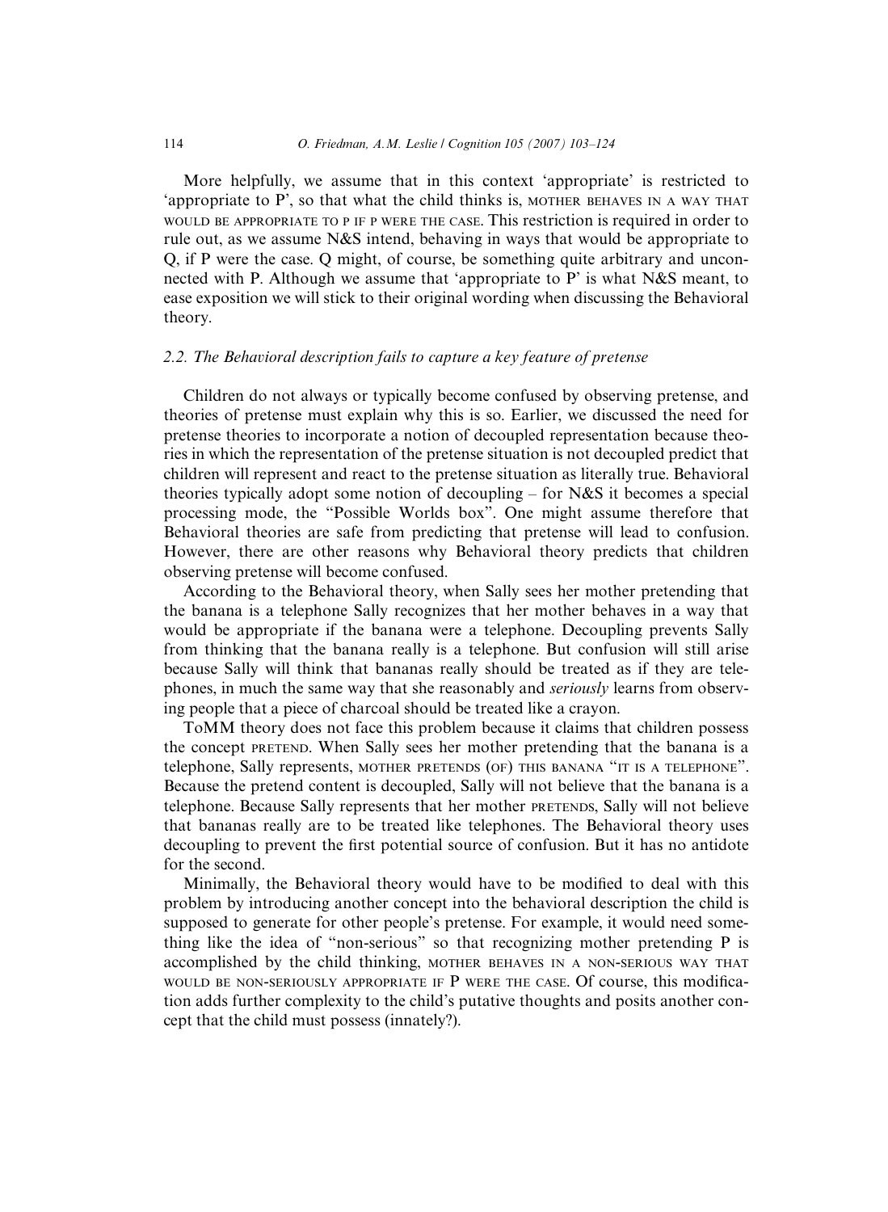More helpfully, we assume that in this context 'appropriate' is restricted to 'appropriate to P', so that what the child thinks is, MOTHER BEHAVES IN A WAY THAT WOULD BE APPROPRIATE TO P IF P WERE THE CASE. This restriction is required in order to rule out, as we assume N&S intend, behaving in ways that would be appropriate to Q, if P were the case. Q might, of course, be something quite arbitrary and unconnected with P. Although we assume that 'appropriate to P' is what N&S meant, to ease exposition we will stick to their original wording when discussing the Behavioral theory.

### 2.2. The Behavioral description fails to capture a key feature of pretense

Children do not always or typically become confused by observing pretense, and theories of pretense must explain why this is so. Earlier, we discussed the need for pretense theories to incorporate a notion of decoupled representation because theories in which the representation of the pretense situation is not decoupled predict that children will represent and react to the pretense situation as literally true. Behavioral theories typically adopt some notion of decoupling – for N&S it becomes a special processing mode, the "Possible Worlds box". One might assume therefore that Behavioral theories are safe from predicting that pretense will lead to confusion. However, there are other reasons why Behavioral theory predicts that children observing pretense will become confused.

According to the Behavioral theory, when Sally sees her mother pretending that the banana is a telephone Sally recognizes that her mother behaves in a way that would be appropriate if the banana were a telephone. Decoupling prevents Sally from thinking that the banana really is a telephone. But confusion will still arise because Sally will think that bananas really should be treated as if they are telephones, in much the same way that she reasonably and *seriously* learns from observing people that a piece of charcoal should be treated like a crayon.

ToMM theory does not face this problem because it claims that children possess the concept PRETEND. When Sally sees her mother pretending that the banana is a telephone, Sally represents, MOTHER PRETENDS (OF) THIS BANANA "IT IS A TELEPHONE". Because the pretend content is decoupled, Sally will not believe that the banana is a telephone. Because Sally represents that her mother PRETENDS, Sally will not believe that bananas really are to be treated like telephones. The Behavioral theory uses decoupling to prevent the first potential source of confusion. But it has no antidote for the second.

Minimally, the Behavioral theory would have to be modified to deal with this problem by introducing another concept into the behavioral description the child is supposed to generate for other people's pretense. For example, it would need something like the idea of "non-serious" so that recognizing mother pretending P is accomplished by the child thinking, MOTHER BEHAVES IN A NON-SERIOUS WAY THAT WOULD BE NON-SERIOUSLY APPROPRIATE IF P WERE THE CASE. Of course, this modification adds further complexity to the child's putative thoughts and posits another concept that the child must possess (innately?).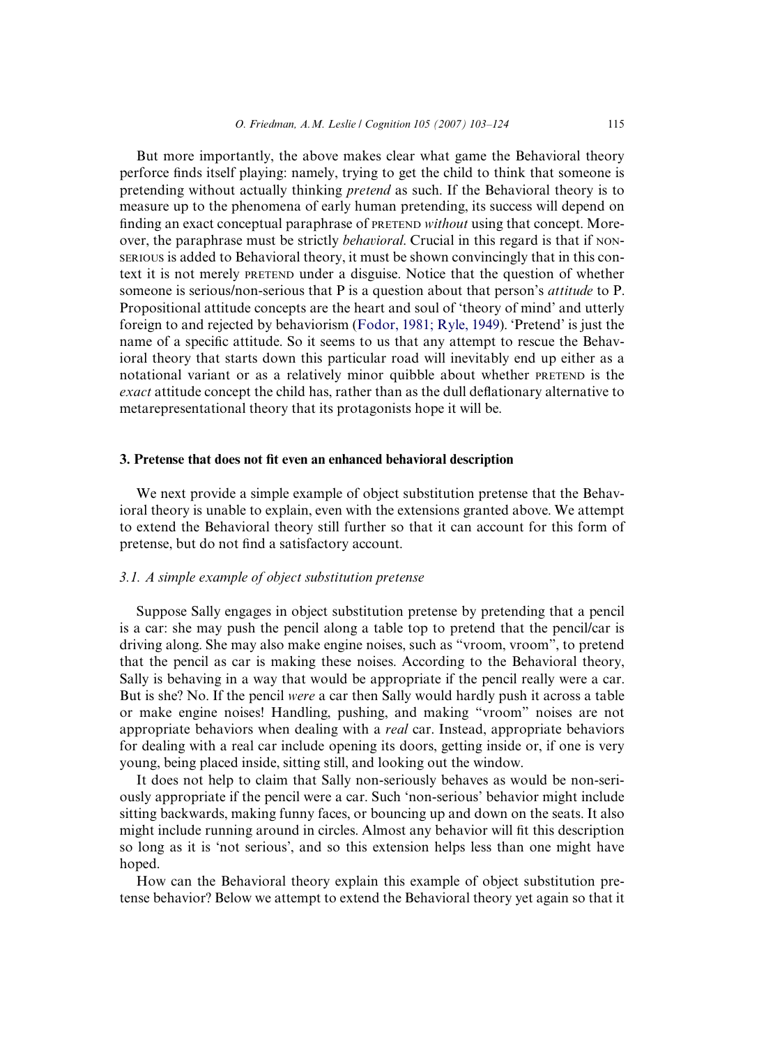But more importantly, the above makes clear what game the Behavioral theory perforce finds itself playing: namely, trying to get the child to think that someone is pretending without actually thinking *pretend* as such. If the Behavioral theory is to measure up to the phenomena of early human pretending, its success will depend on finding an exact conceptual paraphrase of PRETEND *without* using that concept. Moreover, the paraphrase must be strictly *behavioral*. Crucial in this regard is that if NON-SERIOUS is added to Behavioral theory, it must be shown convincingly that in this context it is not merely PRETEND under a disguise. Notice that the question of whether someone is serious/non-serious that P is a question about that person's *attitude* to P. Propositional attitude concepts are the heart and soul of 'theory of mind' and utterly foreign to and rejected by behaviorism (Fodor, 1981; Ryle, 1949). 'Pretend' is just the name of a specific attitude. So it seems to us that any attempt to rescue the Behavioral theory that starts down this particular road will inevitably end up either as a notational variant or as a relatively minor quibble about whether PRETEND is the *exact* attitude concept the child has, rather than as the dull deflationary alternative to metarepresentational theory that its protagonists hope it will be.

## 3. Pretense that does not fit even an enhanced behavioral description

We next provide a simple example of object substitution pretense that the Behavioral theory is unable to explain, even with the extensions granted above. We attempt to extend the Behavioral theory still further so that it can account for this form of pretense, but do not find a satisfactory account.

### 3.1. A simple example of object substitution pretense

Suppose Sally engages in object substitution pretense by pretending that a pencil is a car: she may push the pencil along a table top to pretend that the pencil/car is driving along. She may also make engine noises, such as "vroom, vroom", to pretend that the pencil as car is making these noises. According to the Behavioral theory, Sally is behaving in a way that would be appropriate if the pencil really were a car. But is she? No. If the pencil *were* a car then Sally would hardly push it across a table or make engine noises! Handling, pushing, and making "vroom" noises are not appropriate behaviors when dealing with a *real* car. Instead, appropriate behaviors for dealing with a real car include opening its doors, getting inside or, if one is very young, being placed inside, sitting still, and looking out the window.

It does not help to claim that Sally non-seriously behaves as would be non-seriously appropriate if the pencil were a car. Such 'non-serious' behavior might include sitting backwards, making funny faces, or bouncing up and down on the seats. It also might include running around in circles. Almost any behavior will fit this description so long as it is 'not serious', and so this extension helps less than one might have hoped.

How can the Behavioral theory explain this example of object substitution pretense behavior? Below we attempt to extend the Behavioral theory yet again so that it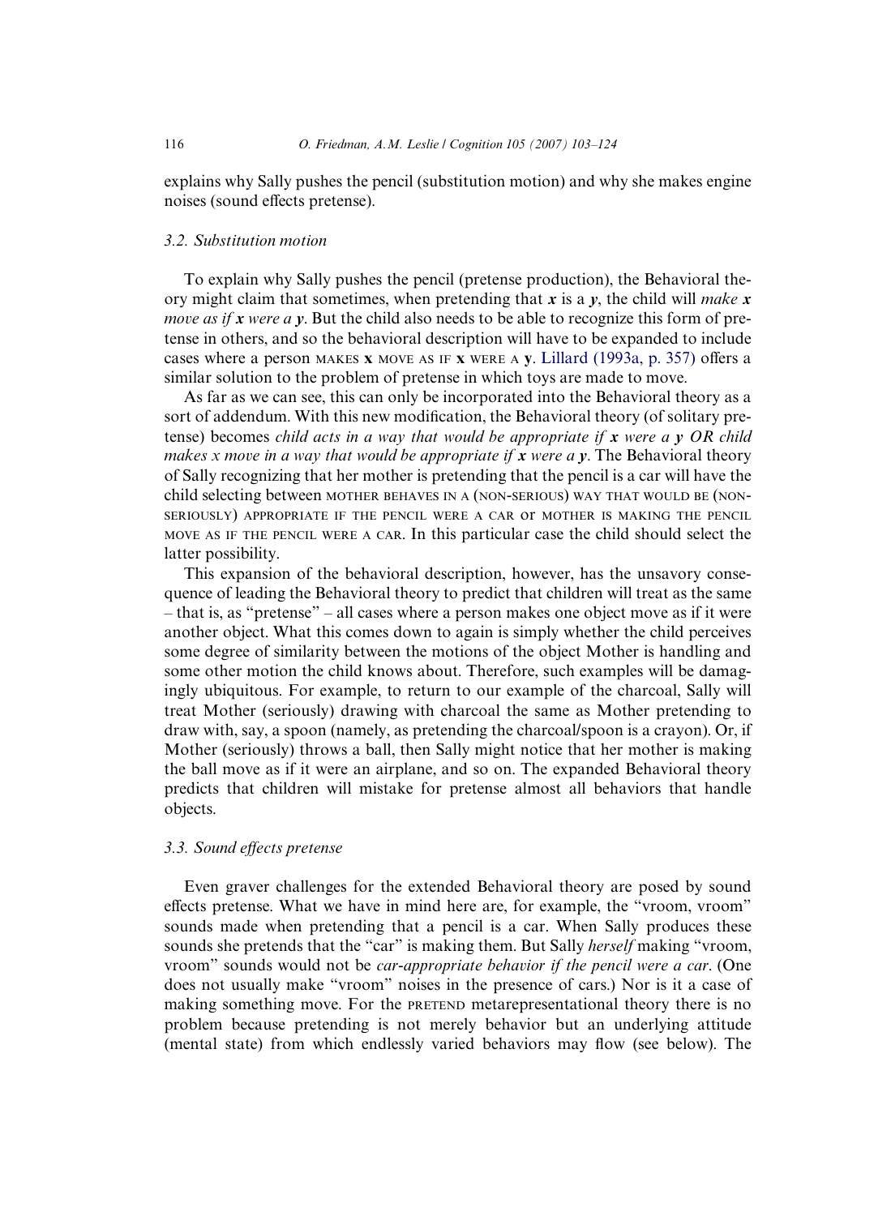explains why Sally pushes the pencil (substitution motion) and why she makes engine noises (sound effects pretense).

### 3.2. Substitution motion

To explain why Sally pushes the pencil (pretense production), the Behavioral theory might claim that sometimes, when pretending that ***x*** is a ***y***, the child will *make* ***x*** *move as if* ***x*** *were a* ***y***. But the child also needs to be able to recognize this form of pretense in others, and so the behavioral description will have to be expanded to include cases where a person MAKES **X** MOVE AS IF **X** WERE A **Y**. Lillard (1993a, p. 357) offers a similar solution to the problem of pretense in which toys are made to move.

As far as we can see, this can only be incorporated into the Behavioral theory as a sort of addendum. With this new modification, the Behavioral theory (of solitary pretense) becomes *child acts in a way that would be appropriate if* ***x*** *were a* ***y*** *OR child makes x move in a way that would be appropriate if* ***x*** *were a* ***y***. The Behavioral theory of Sally recognizing that her mother is pretending that the pencil is a car will have the child selecting between MOTHER BEHAVES IN A (NON-SERIOUS) WAY THAT WOULD BE (NON-SERIOUSLY) APPROPRIATE IF THE PENCIL WERE A CAR or MOTHER IS MAKING THE PENCIL MOVE AS IF THE PENCIL WERE A CAR. In this particular case the child should select the latter possibility.

This expansion of the behavioral description, however, has the unsavory consequence of leading the Behavioral theory to predict that children will treat as the same – that is, as "pretense" – all cases where a person makes one object move as if it were another object. What this comes down to again is simply whether the child perceives some degree of similarity between the motions of the object Mother is handling and some other motion the child knows about. Therefore, such examples will be damagingly ubiquitous. For example, to return to our example of the charcoal, Sally will treat Mother (seriously) drawing with charcoal the same as Mother pretending to draw with, say, a spoon (namely, as pretending the charcoal/spoon is a crayon). Or, if Mother (seriously) throws a ball, then Sally might notice that her mother is making the ball move as if it were an airplane, and so on. The expanded Behavioral theory predicts that children will mistake for pretense almost all behaviors that handle objects.

### 3.3. Sound effects pretense

Even graver challenges for the extended Behavioral theory are posed by sound effects pretense. What we have in mind here are, for example, the "vroom, vroom" sounds made when pretending that a pencil is a car. When Sally produces these sounds she pretends that the "car" is making them. But Sally *herself* making "vroom, vroom" sounds would not be *car-appropriate behavior if the pencil were a car*. (One does not usually make "vroom" noises in the presence of cars.) Nor is it a case of making something move. For the PRETEND metarepresentational theory there is no problem because pretending is not merely behavior but an underlying attitude (mental state) from which endlessly varied behaviors may flow (see below). The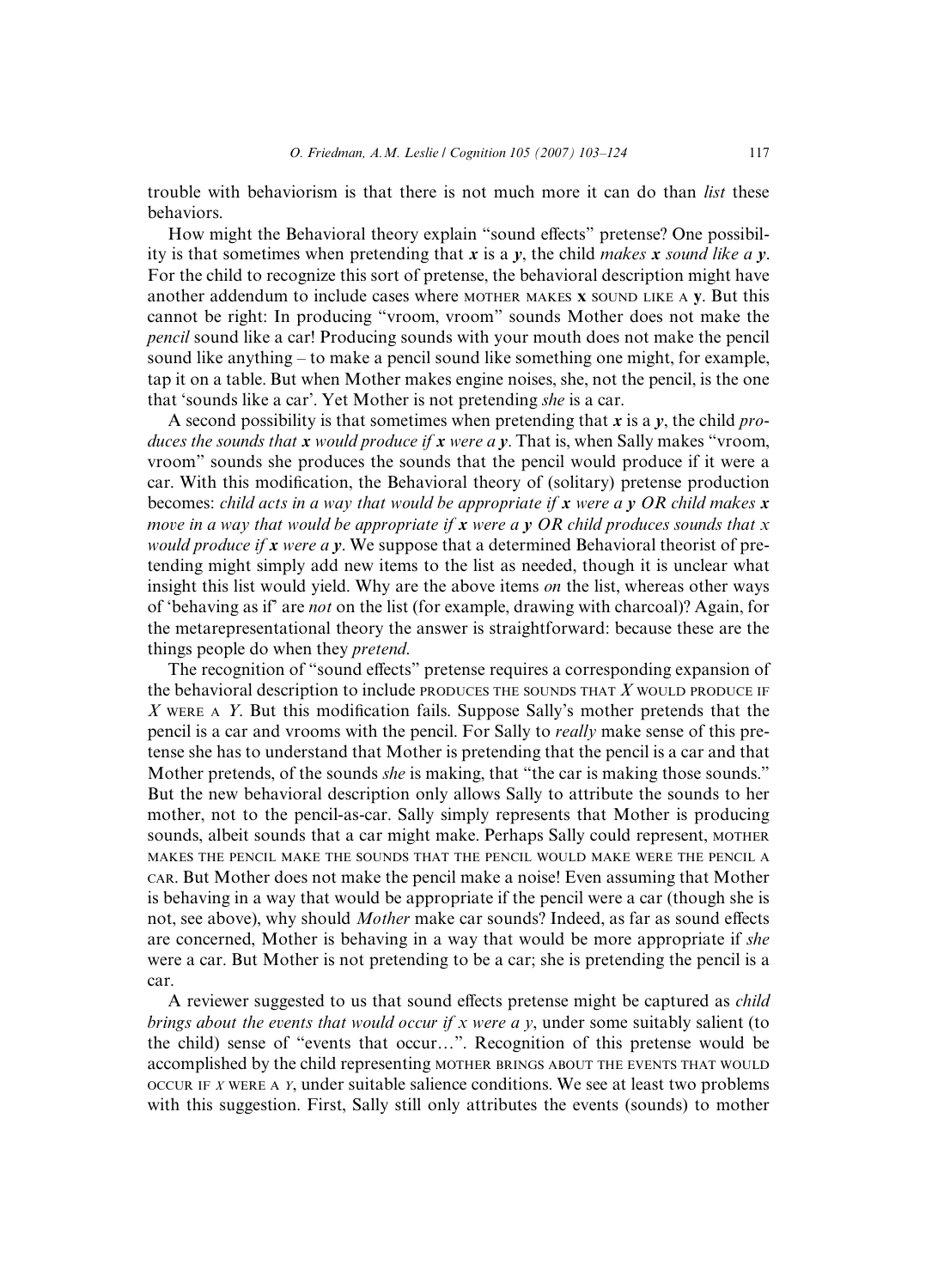trouble with behaviorism is that there is not much more it can do than *list* these behaviors.

How might the Behavioral theory explain "sound effects" pretense? One possibility is that sometimes when pretending that ***x*** is a ***y***, the child *makes* ***x*** *sound like a* ***y***. For the child to recognize this sort of pretense, the behavioral description might have another addendum to include cases where MOTHER MAKES **x** SOUND LIKE A **y**. But this cannot be right: In producing "vroom, vroom" sounds Mother does not make the *pencil* sound like a car! Producing sounds with your mouth does not make the pencil sound like anything – to make a pencil sound like something one might, for example, tap it on a table. But when Mother makes engine noises, she, not the pencil, is the one that 'sounds like a car'. Yet Mother is not pretending *she* is a car.

A second possibility is that sometimes when pretending that ***x*** is a ***y***, the child *produces the sounds that* ***x*** *would produce if* ***x*** *were a* ***y***. That is, when Sally makes "vroom, vroom" sounds she produces the sounds that the pencil would produce if it were a car. With this modification, the Behavioral theory of (solitary) pretense production becomes: *child acts in a way that would be appropriate if* ***x*** *were a* ***y*** *OR child makes* ***x*** *move in a way that would be appropriate if* ***x*** *were a* ***y*** *OR child produces sounds that x would produce if* ***x*** *were a* ***y***. We suppose that a determined Behavioral theorist of pretending might simply add new items to the list as needed, though it is unclear what insight this list would yield. Why are the above items *on* the list, whereas other ways of 'behaving as if' are *not* on the list (for example, drawing with charcoal)? Again, for the metarepresentational theory the answer is straightforward: because these are the things people do when they *pretend*.

The recognition of "sound effects" pretense requires a corresponding expansion of the behavioral description to include PRODUCES THE SOUNDS THAT *X* WOULD PRODUCE IF *X* WERE A *Y*. But this modification fails. Suppose Sally's mother pretends that the pencil is a car and vrooms with the pencil. For Sally to *really* make sense of this pretense she has to understand that Mother is pretending that the pencil is a car and that Mother pretends, of the sounds *she* is making, that "the car is making those sounds." But the new behavioral description only allows Sally to attribute the sounds to her mother, not to the pencil-as-car. Sally simply represents that Mother is producing sounds, albeit sounds that a car might make. Perhaps Sally could represent, MOTHER MAKES THE PENCIL MAKE THE SOUNDS THAT THE PENCIL WOULD MAKE WERE THE PENCIL A CAR. But Mother does not make the pencil make a noise! Even assuming that Mother is behaving in a way that would be appropriate if the pencil were a car (though she is not, see above), why should *Mother* make car sounds? Indeed, as far as sound effects are concerned, Mother is behaving in a way that would be more appropriate if *she* were a car. But Mother is not pretending to be a car; she is pretending the pencil is a car.

A reviewer suggested to us that sound effects pretense might be captured as *child brings about the events that would occur if x were a y*, under some suitably salient (to the child) sense of "events that occur...". Recognition of this pretense would be accomplished by the child representing MOTHER BRINGS ABOUT THE EVENTS THAT WOULD OCCUR IF *X* WERE A *Y*, under suitable salience conditions. We see at least two problems with this suggestion. First, Sally still only attributes the events (sounds) to mother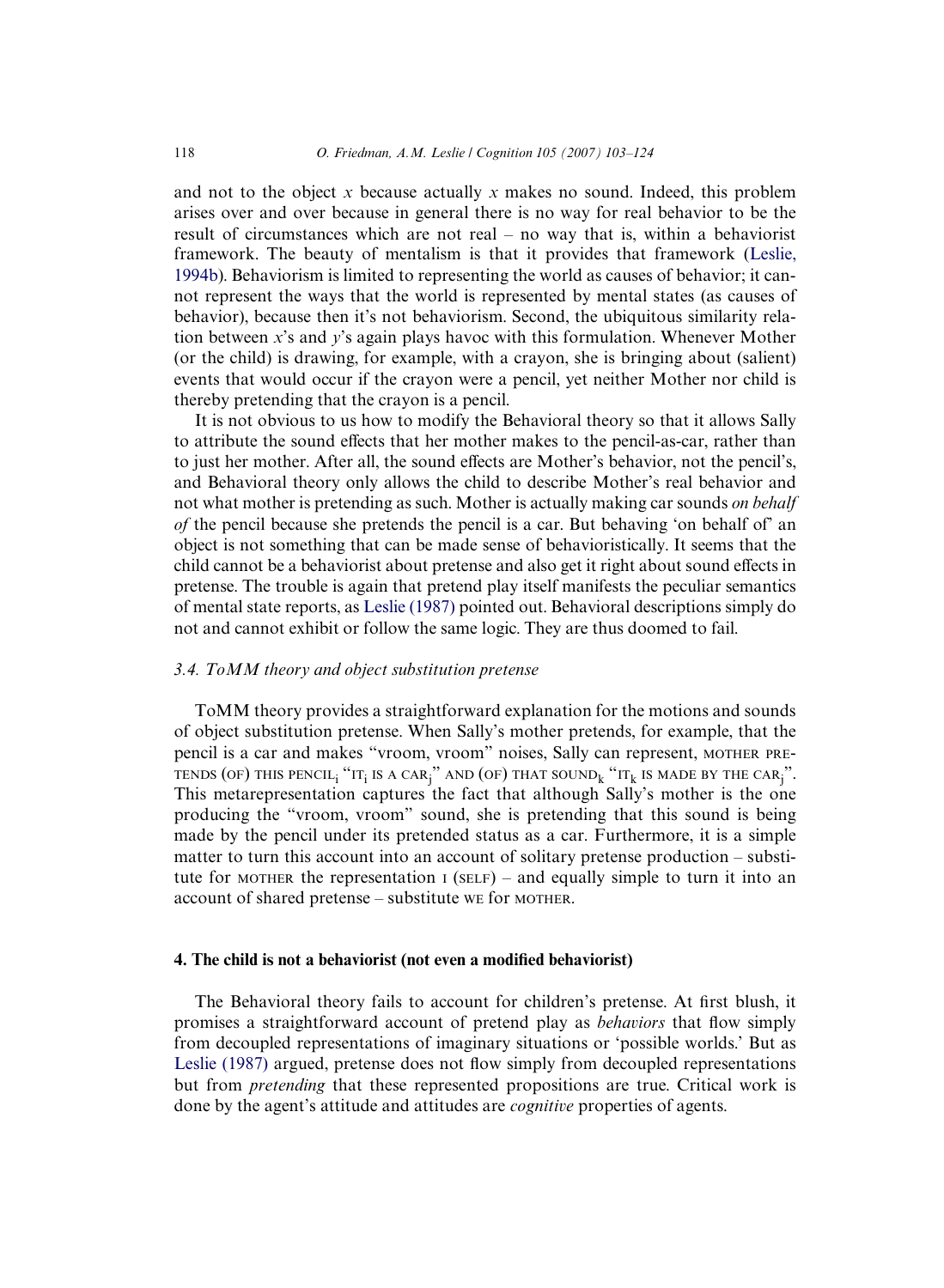and not to the object $x$ because actually $x$ makes no sound. Indeed, this problem arises over and over because in general there is no way for real behavior to be the result of circumstances which are not real – no way that is, within a behaviorist framework. The beauty of mentalism is that it provides that framework (Leslie, 1994b). Behaviorism is limited to representing the world as causes of behavior; it cannot represent the ways that the world is represented by mental states (as causes of behavior), because then it's not behaviorism. Second, the ubiquitous similarity relation between $x$'s and $y$'s again plays havoc with this formulation. Whenever Mother (or the child) is drawing, for example, with a crayon, she is bringing about (salient) events that would occur if the crayon were a pencil, yet neither Mother nor child is thereby pretending that the crayon is a pencil.

It is not obvious to us how to modify the Behavioral theory so that it allows Sally to attribute the sound effects that her mother makes to the pencil-as-car, rather than to just her mother. After all, the sound effects are Mother's behavior, not the pencil's, and Behavioral theory only allows the child to describe Mother's real behavior and not what mother is pretending as such. Mother is actually making car sounds *on behalf of* the pencil because she pretends the pencil is a car. But behaving 'on behalf of' an object is not something that can be made sense of behavioristically. It seems that the child cannot be a behaviorist about pretense and also get it right about sound effects in pretense. The trouble is again that pretend play itself manifests the peculiar semantics of mental state reports, as Leslie (1987) pointed out. Behavioral descriptions simply do not and cannot exhibit or follow the same logic. They are thus doomed to fail.

### 3.4. ToMM theory and object substitution pretense

ToMM theory provides a straightforward explanation for the motions and sounds of object substitution pretense. When Sally's mother pretends, for example, that the pencil is a car and makes "vroom, vroom" noises, Sally can represent, MOTHER PRETENDS (OF) THIS $\text{PENCIL}_i$ "$\text{IT}_i$ IS A $\text{CAR}_j$" AND (OF) THAT $\text{SOUND}_k$ "$\text{IT}_k$ IS MADE BY THE $\text{CAR}_j$". This metarepresentation captures the fact that although Sally's mother is the one producing the "vroom, vroom" sound, she is pretending that this sound is being made by the pencil under its pretended status as a car. Furthermore, it is a simple matter to turn this account into an account of solitary pretense production – substitute for MOTHER the representation I (SELF) – and equally simple to turn it into an account of shared pretense – substitute WE for MOTHER.

## 4. The child is not a behaviorist (not even a modified behaviorist)

The Behavioral theory fails to account for children's pretense. At first blush, it promises a straightforward account of pretend play as *behaviors* that flow simply from decoupled representations of imaginary situations or 'possible worlds.' But as Leslie (1987) argued, pretense does not flow simply from decoupled representations but from *pretending* that these represented propositions are true. Critical work is done by the agent's attitude and attitudes are *cognitive* properties of agents.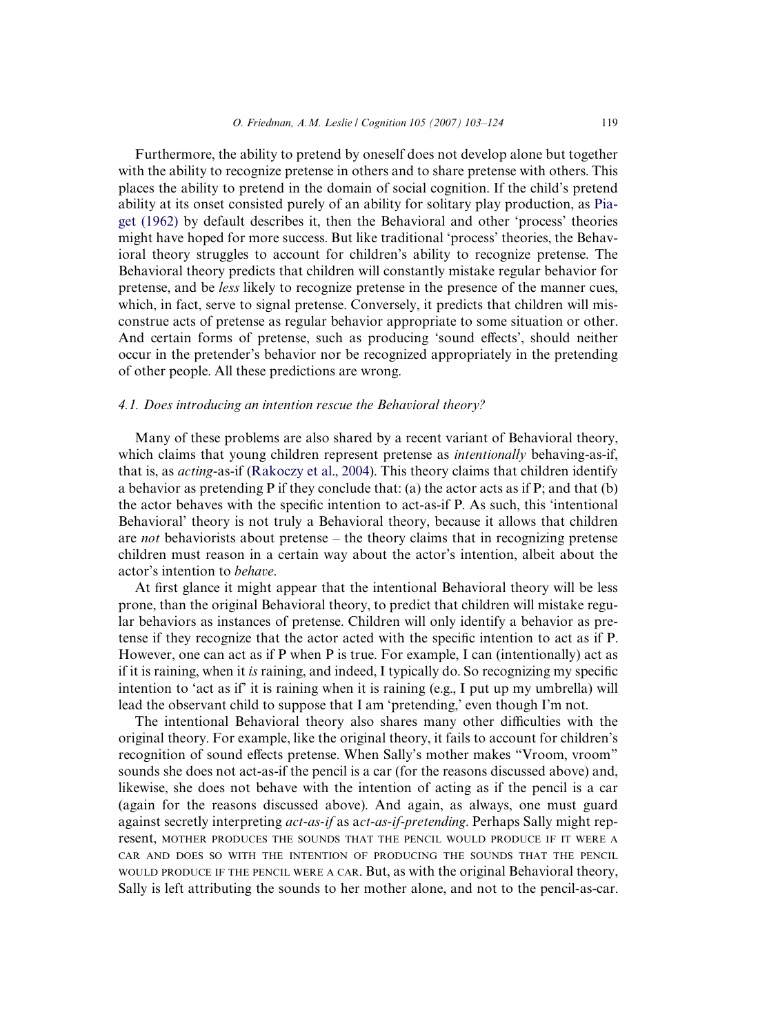Furthermore, the ability to pretend by oneself does not develop alone but together with the ability to recognize pretense in others and to share pretense with others. This places the ability to pretend in the domain of social cognition. If the child's pretend ability at its onset consisted purely of an ability for solitary play production, as Piaget (1962) by default describes it, then the Behavioral and other 'process' theories might have hoped for more success. But like traditional 'process' theories, the Behavioral theory struggles to account for children's ability to recognize pretense. The Behavioral theory predicts that children will constantly mistake regular behavior for pretense, and be *less* likely to recognize pretense in the presence of the manner cues, which, in fact, serve to signal pretense. Conversely, it predicts that children will misconstrue acts of pretense as regular behavior appropriate to some situation or other. And certain forms of pretense, such as producing 'sound effects', should neither occur in the pretender's behavior nor be recognized appropriately in the pretending of other people. All these predictions are wrong.

### 4.1. Does introducing an intention rescue the Behavioral theory?

Many of these problems are also shared by a recent variant of Behavioral theory, which claims that young children represent pretense as *intentionally* behaving-as-if, that is, as *acting*-as-if (Rakoczy et al., 2004). This theory claims that children identify a behavior as pretending P if they conclude that: (a) the actor acts as if P; and that (b) the actor behaves with the specific intention to act-as-if P. As such, this 'intentional Behavioral' theory is not truly a Behavioral theory, because it allows that children are *not* behaviorists about pretense – the theory claims that in recognizing pretense children must reason in a certain way about the actor's intention, albeit about the actor's intention to *behave*.

At first glance it might appear that the intentional Behavioral theory will be less prone, than the original Behavioral theory, to predict that children will mistake regular behaviors as instances of pretense. Children will only identify a behavior as pretense if they recognize that the actor acted with the specific intention to act as if P. However, one can act as if P when P is true. For example, I can (intentionally) act as if it is raining, when it *is* raining, and indeed, I typically do. So recognizing my specific intention to 'act as if' it is raining when it is raining (e.g., I put up my umbrella) will lead the observant child to suppose that I am 'pretending,' even though I'm not.

The intentional Behavioral theory also shares many other difficulties with the original theory. For example, like the original theory, it fails to account for children's recognition of sound effects pretense. When Sally's mother makes "Vroom, vroom" sounds she does not act-as-if the pencil is a car (for the reasons discussed above) and, likewise, she does not behave with the intention of acting as if the pencil is a car (again for the reasons discussed above). And again, as always, one must guard against secretly interpreting *act-as-if* as a*ct-as-if-pretending*. Perhaps Sally might represent, MOTHER PRODUCES THE SOUNDS THAT THE PENCIL WOULD PRODUCE IF IT WERE A CAR AND DOES SO WITH THE INTENTION OF PRODUCING THE SOUNDS THAT THE PENCIL WOULD PRODUCE IF THE PENCIL WERE A CAR. But, as with the original Behavioral theory, Sally is left attributing the sounds to her mother alone, and not to the pencil-as-car.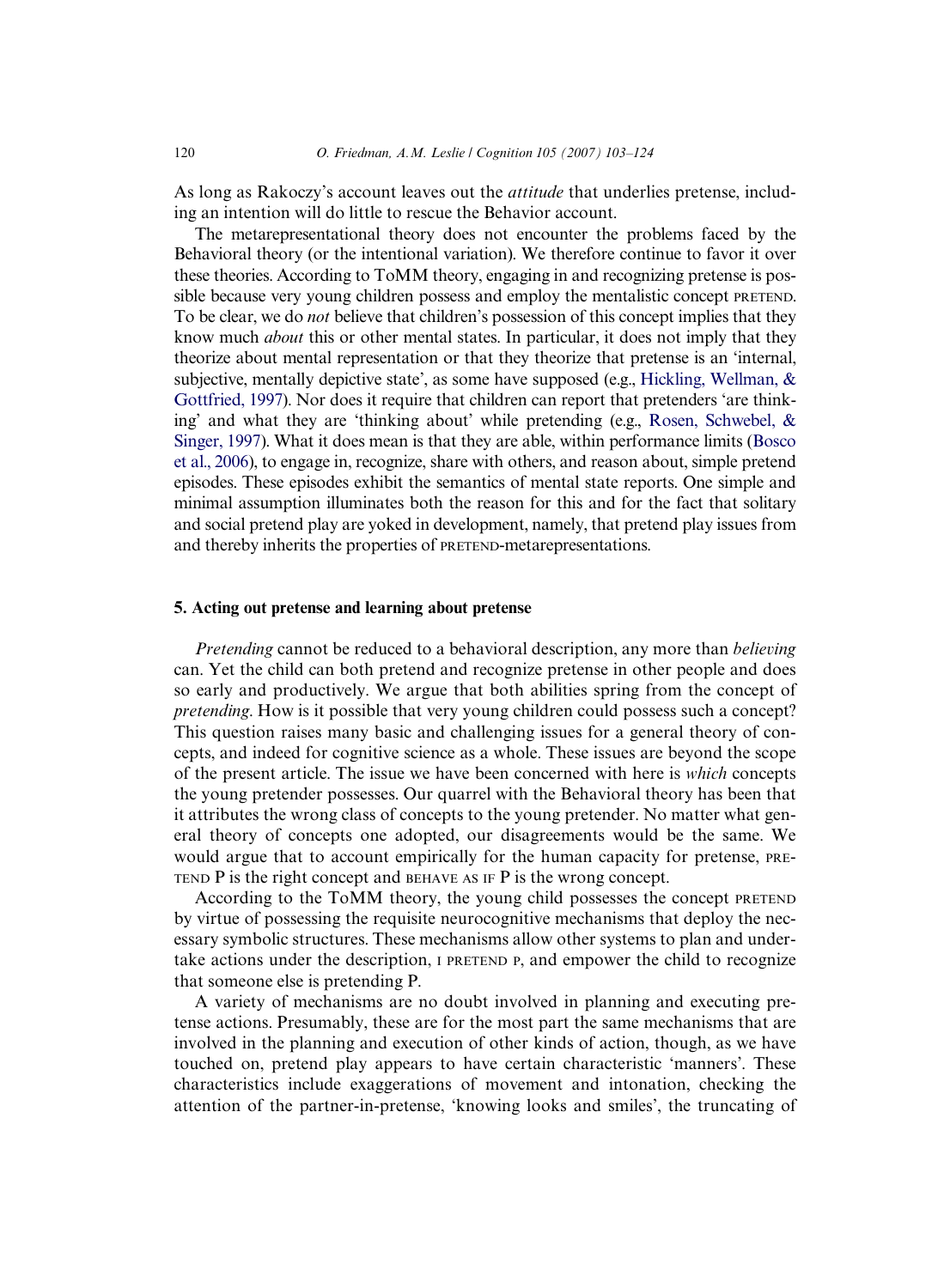As long as Rakoczy's account leaves out the *attitude* that underlies pretense, including an intention will do little to rescue the Behavior account.

The metarepresentational theory does not encounter the problems faced by the Behavioral theory (or the intentional variation). We therefore continue to favor it over these theories. According to ToMM theory, engaging in and recognizing pretense is possible because very young children possess and employ the mentalistic concept PRETEND. To be clear, we do *not* believe that children's possession of this concept implies that they know much *about* this or other mental states. In particular, it does not imply that they theorize about mental representation or that they theorize that pretense is an 'internal, subjective, mentally depictive state', as some have supposed (e.g., Hickling, Wellman, & Gottfried, 1997). Nor does it require that children can report that pretenders 'are thinking' and what they are 'thinking about' while pretending (e.g., Rosen, Schwebel, & Singer, 1997). What it does mean is that they are able, within performance limits (Bosco et al., 2006), to engage in, recognize, share with others, and reason about, simple pretend episodes. These episodes exhibit the semantics of mental state reports. One simple and minimal assumption illuminates both the reason for this and for the fact that solitary and social pretend play are yoked in development, namely, that pretend play issues from and thereby inherits the properties of PRETEND-metarepresentations.

## 5. Acting out pretense and learning about pretense

*Pretending* cannot be reduced to a behavioral description, any more than *believing* can. Yet the child can both pretend and recognize pretense in other people and does so early and productively. We argue that both abilities spring from the concept of *pretending*. How is it possible that very young children could possess such a concept? This question raises many basic and challenging issues for a general theory of concepts, and indeed for cognitive science as a whole. These issues are beyond the scope of the present article. The issue we have been concerned with here is *which* concepts the young pretender possesses. Our quarrel with the Behavioral theory has been that it attributes the wrong class of concepts to the young pretender. No matter what general theory of concepts one adopted, our disagreements would be the same. We would argue that to account empirically for the human capacity for pretense, PRETEND P is the right concept and BEHAVE AS IF P is the wrong concept.

According to the ToMM theory, the young child possesses the concept PRETEND by virtue of possessing the requisite neurocognitive mechanisms that deploy the necessary symbolic structures. These mechanisms allow other systems to plan and undertake actions under the description, I PRETEND P, and empower the child to recognize that someone else is pretending P.

A variety of mechanisms are no doubt involved in planning and executing pretense actions. Presumably, these are for the most part the same mechanisms that are involved in the planning and execution of other kinds of action, though, as we have touched on, pretend play appears to have certain characteristic 'manners'. These characteristics include exaggerations of movement and intonation, checking the attention of the partner-in-pretense, 'knowing looks and smiles', the truncating of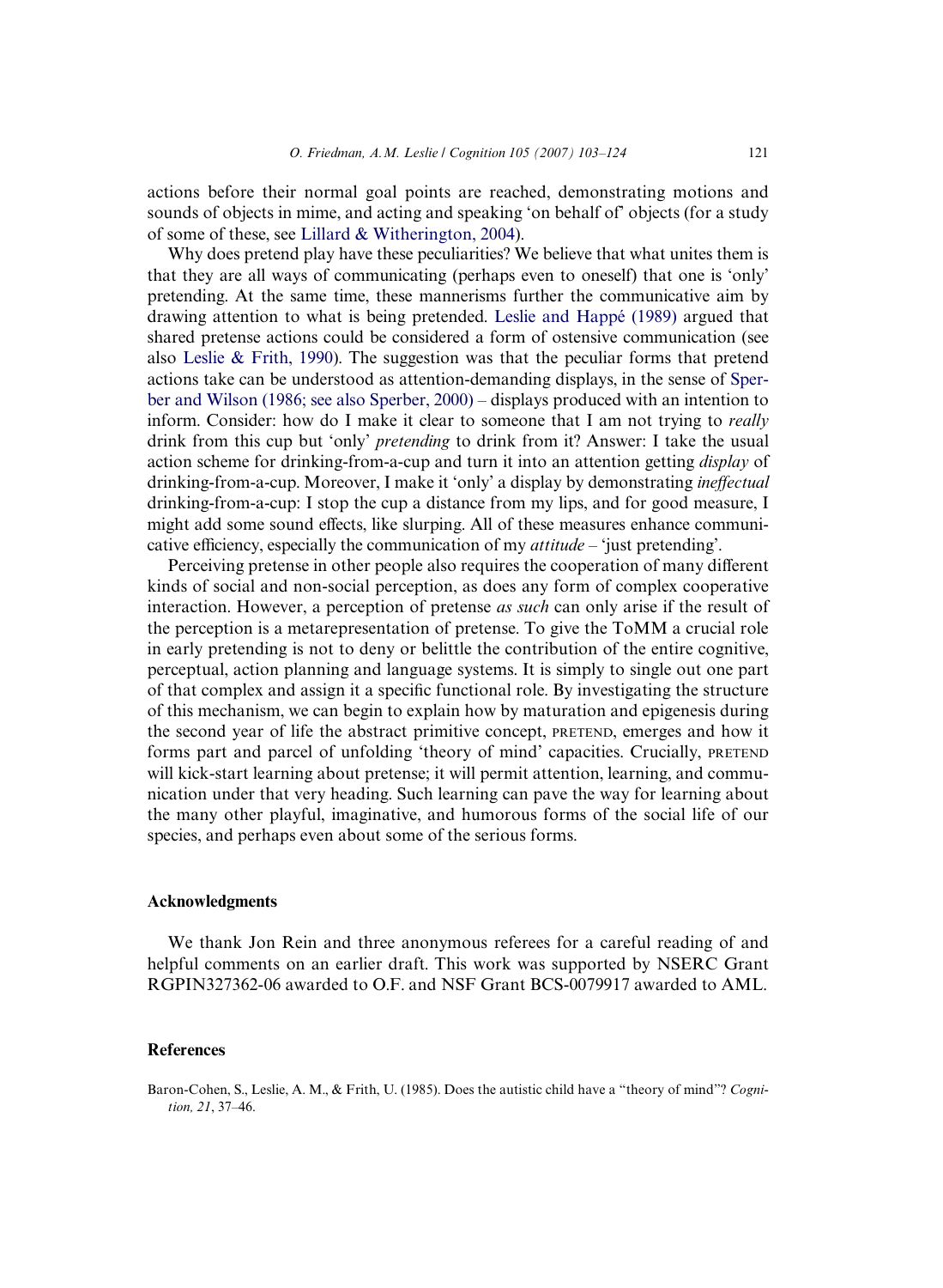actions before their normal goal points are reached, demonstrating motions and sounds of objects in mime, and acting and speaking 'on behalf of' objects (for a study of some of these, see Lillard & Witherington, 2004).

Why does pretend play have these peculiarities? We believe that what unites them is that they are all ways of communicating (perhaps even to oneself) that one is 'only' pretending. At the same time, these mannerisms further the communicative aim by drawing attention to what is being pretended. Leslie and Happé (1989) argued that shared pretense actions could be considered a form of ostensive communication (see also Leslie & Frith, 1990). The suggestion was that the peculiar forms that pretend actions take can be understood as attention-demanding displays, in the sense of Sperber and Wilson (1986; see also Sperber, 2000) – displays produced with an intention to inform. Consider: how do I make it clear to someone that I am not trying to *really* drink from this cup but 'only' *pretending* to drink from it? Answer: I take the usual action scheme for drinking-from-a-cup and turn it into an attention getting *display* of drinking-from-a-cup. Moreover, I make it 'only' a display by demonstrating *ineffectual* drinking-from-a-cup: I stop the cup a distance from my lips, and for good measure, I might add some sound effects, like slurping. All of these measures enhance communicative efficiency, especially the communication of my *attitude* – 'just pretending'.

Perceiving pretense in other people also requires the cooperation of many different kinds of social and non-social perception, as does any form of complex cooperative interaction. However, a perception of pretense *as such* can only arise if the result of the perception is a metarepresentation of pretense. To give the ToMM a crucial role in early pretending is not to deny or belittle the contribution of the entire cognitive, perceptual, action planning and language systems. It is simply to single out one part of that complex and assign it a specific functional role. By investigating the structure of this mechanism, we can begin to explain how by maturation and epigenesis during the second year of life the abstract primitive concept, PRETEND, emerges and how it forms part and parcel of unfolding 'theory of mind' capacities. Crucially, PRETEND will kick-start learning about pretense; it will permit attention, learning, and communication under that very heading. Such learning can pave the way for learning about the many other playful, imaginative, and humorous forms of the social life of our species, and perhaps even about some of the serious forms.

## Acknowledgments

We thank Jon Rein and three anonymous referees for a careful reading of and helpful comments on an earlier draft. This work was supported by NSERC Grant RGPIN327362-06 awarded to O.F. and NSF Grant BCS-0079917 awarded to AML.

## References

Baron-Cohen, S., Leslie, A. M., & Frith, U. (1985). Does the autistic child have a "theory of mind"? *Cognition, 21*, 37–46.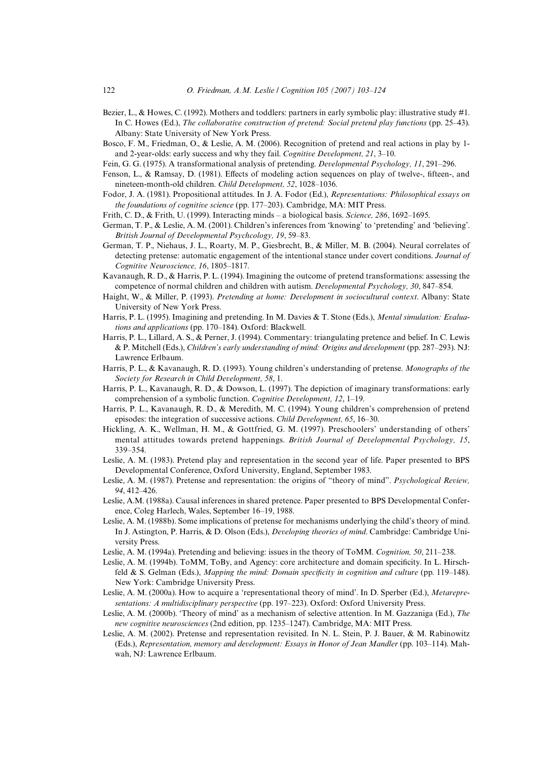Bezier, L., & Howes, C. (1992). Mothers and toddlers: partners in early symbolic play: illustrative study #1. In C. Howes (Ed.), *The collaborative construction of pretend: Social pretend play functions* (pp. 25–43). Albany: State University of New York Press.

Bosco, F. M., Friedman, O., & Leslie, A. M. (2006). Recognition of pretend and real actions in play by 1- and 2-year-olds: early success and why they fail. *Cognitive Development, 21*, 3–10.

Fein, G. G. (1975). A transformational analysis of pretending. *Developmental Psychology, 11*, 291–296.

Fenson, L., & Ramsay, D. (1981). Effects of modeling action sequences on play of twelve-, fifteen-, and nineteen-month-old children. *Child Development, 52*, 1028–1036.

Fodor, J. A. (1981). Propositional attitudes. In J. A. Fodor (Ed.), *Representations: Philosophical essays on the foundations of cognitive science* (pp. 177–203). Cambridge, MA: MIT Press.

Frith, C. D., & Frith, U. (1999). Interacting minds – a biological basis. *Science, 286*, 1692–1695.

German, T. P., & Leslie, A. M. (2001). Children's inferences from 'knowing' to 'pretending' and 'believing'. *British Journal of Developmental Psychcology, 19*, 59–83.

German, T. P., Niehaus, J. L., Roarty, M. P., Giesbrecht, B., & Miller, M. B. (2004). Neural correlates of detecting pretense: automatic engagement of the intentional stance under covert conditions. *Journal of Cognitive Neuroscience, 16*, 1805–1817.

Kavanaugh, R. D., & Harris, P. L. (1994). Imagining the outcome of pretend transformations: assessing the competence of normal children and children with autism. *Developmental Psychology, 30*, 847–854.

Haight, W., & Miller, P. (1993). *Pretending at home: Development in sociocultural context*. Albany: State University of New York Press.

Harris, P. L. (1995). Imagining and pretending. In M. Davies & T. Stone (Eds.), *Mental simulation: Evaluations and applications* (pp. 170–184). Oxford: Blackwell.

Harris, P. L., Lillard, A. S., & Perner, J. (1994). Commentary: triangulating pretence and belief. In C. Lewis & P. Mitchell (Eds.), *Children's early understanding of mind: Origins and development* (pp. 287–293). NJ: Lawrence Erlbaum.

Harris, P. L., & Kavanaugh, R. D. (1993). Young children's understanding of pretense. *Monographs of the Society for Research in Child Development, 58*, 1.

Harris, P. L., Kavanaugh, R. D., & Dowson, L. (1997). The depiction of imaginary transformations: early comprehension of a symbolic function. *Cognitive Development, 12*, 1–19.

Harris, P. L., Kavanaugh, R. D., & Meredith, M. C. (1994). Young children's comprehension of pretend episodes: the integration of successive actions. *Child Development, 65*, 16–30.

Hickling, A. K., Wellman, H. M., & Gottfried, G. M. (1997). Preschoolers' understanding of others' mental attitudes towards pretend happenings. *British Journal of Developmental Psychology, 15*, 339–354.

Leslie, A. M. (1983). Pretend play and representation in the second year of life. Paper presented to BPS Developmental Conference, Oxford University, England, September 1983.

Leslie, A. M. (1987). Pretense and representation: the origins of "theory of mind". *Psychological Review, 94*, 412–426.

Leslie, A.M. (1988a). Causal inferences in shared pretence. Paper presented to BPS Developmental Conference, Coleg Harlech, Wales, September 16–19, 1988.

Leslie, A. M. (1988b). Some implications of pretense for mechanisms underlying the child's theory of mind. In J. Astington, P. Harris, & D. Olson (Eds.), *Developing theories of mind*. Cambridge: Cambridge University Press.

Leslie, A. M. (1994a). Pretending and believing: issues in the theory of ToMM. *Cognition, 50*, 211–238.

Leslie, A. M. (1994b). ToMM, ToBy, and Agency: core architecture and domain specificity. In L. Hirschfeld & S. Gelman (Eds.), *Mapping the mind: Domain specificity in cognition and culture* (pp. 119–148). New York: Cambridge University Press.

Leslie, A. M. (2000a). How to acquire a 'representational theory of mind'. In D. Sperber (Ed.), *Metarepresentations: A multidisciplinary perspective* (pp. 197–223). Oxford: Oxford University Press.

Leslie, A. M. (2000b). 'Theory of mind' as a mechanism of selective attention. In M. Gazzaniga (Ed.), *The new cognitive neurosciences* (2nd edition, pp. 1235–1247). Cambridge, MA: MIT Press.

Leslie, A. M. (2002). Pretense and representation revisited. In N. L. Stein, P. J. Bauer, & M. Rabinowitz (Eds.), *Representation, memory and development: Essays in Honor of Jean Mandler* (pp. 103–114). Mahwah, NJ: Lawrence Erlbaum.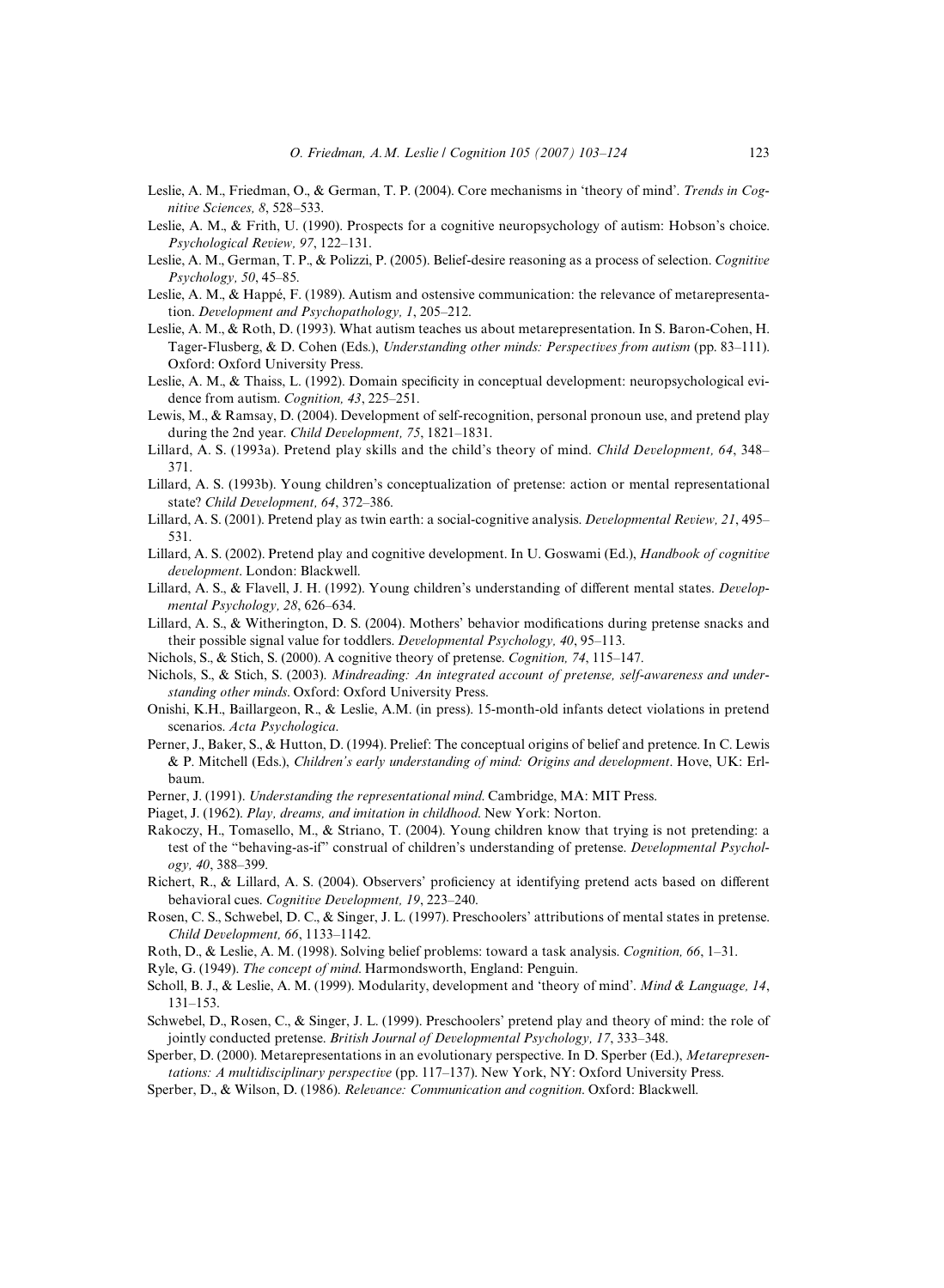Leslie, A. M., Friedman, O., & German, T. P. (2004). Core mechanisms in 'theory of mind'. *Trends in Cognitive Sciences, 8*, 528–533.

Leslie, A. M., & Frith, U. (1990). Prospects for a cognitive neuropsychology of autism: Hobson's choice. *Psychological Review, 97*, 122–131.

Leslie, A. M., German, T. P., & Polizzi, P. (2005). Belief-desire reasoning as a process of selection. *Cognitive Psychology, 50*, 45–85.

Leslie, A. M., & Happé, F. (1989). Autism and ostensive communication: the relevance of metarepresentation. *Development and Psychopathology, 1*, 205–212.

Leslie, A. M., & Roth, D. (1993). What autism teaches us about metarepresentation. In S. Baron-Cohen, H. Tager-Flusberg, & D. Cohen (Eds.), *Understanding other minds: Perspectives from autism* (pp. 83–111). Oxford: Oxford University Press.

Leslie, A. M., & Thaiss, L. (1992). Domain specificity in conceptual development: neuropsychological evidence from autism. *Cognition, 43*, 225–251.

Lewis, M., & Ramsay, D. (2004). Development of self-recognition, personal pronoun use, and pretend play during the 2nd year. *Child Development, 75*, 1821–1831.

Lillard, A. S. (1993a). Pretend play skills and the child's theory of mind. *Child Development, 64*, 348–371.

Lillard, A. S. (1993b). Young children's conceptualization of pretense: action or mental representational state? *Child Development, 64*, 372–386.

Lillard, A. S. (2001). Pretend play as twin earth: a social-cognitive analysis. *Developmental Review, 21*, 495–531.

Lillard, A. S. (2002). Pretend play and cognitive development. In U. Goswami (Ed.), *Handbook of cognitive development*. London: Blackwell.

Lillard, A. S., & Flavell, J. H. (1992). Young children's understanding of different mental states. *Developmental Psychology, 28*, 626–634.

Lillard, A. S., & Witherington, D. S. (2004). Mothers' behavior modifications during pretense snacks and their possible signal value for toddlers. *Developmental Psychology, 40*, 95–113.

Nichols, S., & Stich, S. (2000). A cognitive theory of pretense. *Cognition, 74*, 115–147.

Nichols, S., & Stich, S. (2003). *Mindreading: An integrated account of pretense, self-awareness and understanding other minds*. Oxford: Oxford University Press.

Onishi, K.H., Baillargeon, R., & Leslie, A.M. (in press). 15-month-old infants detect violations in pretend scenarios. *Acta Psychologica*.

Perner, J., Baker, S., & Hutton, D. (1994). Prelief: The conceptual origins of belief and pretence. In C. Lewis & P. Mitchell (Eds.), *Children's early understanding of mind: Origins and development*. Hove, UK: Erlbaum.

Perner, J. (1991). *Understanding the representational mind*. Cambridge, MA: MIT Press.

Piaget, J. (1962). *Play, dreams, and imitation in childhood*. New York: Norton.

Rakoczy, H., Tomasello, M., & Striano, T. (2004). Young children know that trying is not pretending: a test of the "behaving-as-if" construal of children's understanding of pretense. *Developmental Psychology, 40*, 388–399.

Richert, R., & Lillard, A. S. (2004). Observers' proficiency at identifying pretend acts based on different behavioral cues. *Cognitive Development, 19*, 223–240.

Rosen, C. S., Schwebel, D. C., & Singer, J. L. (1997). Preschoolers' attributions of mental states in pretense. *Child Development, 66*, 1133–1142.

Roth, D., & Leslie, A. M. (1998). Solving belief problems: toward a task analysis. *Cognition, 66*, 1–31.

Ryle, G. (1949). *The concept of mind*. Harmondsworth, England: Penguin.

Scholl, B. J., & Leslie, A. M. (1999). Modularity, development and 'theory of mind'. *Mind & Language, 14*, 131–153.

Schwebel, D., Rosen, C., & Singer, J. L. (1999). Preschoolers' pretend play and theory of mind: the role of jointly conducted pretense. *British Journal of Developmental Psychology, 17*, 333–348.

Sperber, D. (2000). Metarepresentations in an evolutionary perspective. In D. Sperber (Ed.), *Metarepresentations: A multidisciplinary perspective* (pp. 117–137). New York, NY: Oxford University Press.

Sperber, D., & Wilson, D. (1986). *Relevance: Communication and cognition*. Oxford: Blackwell.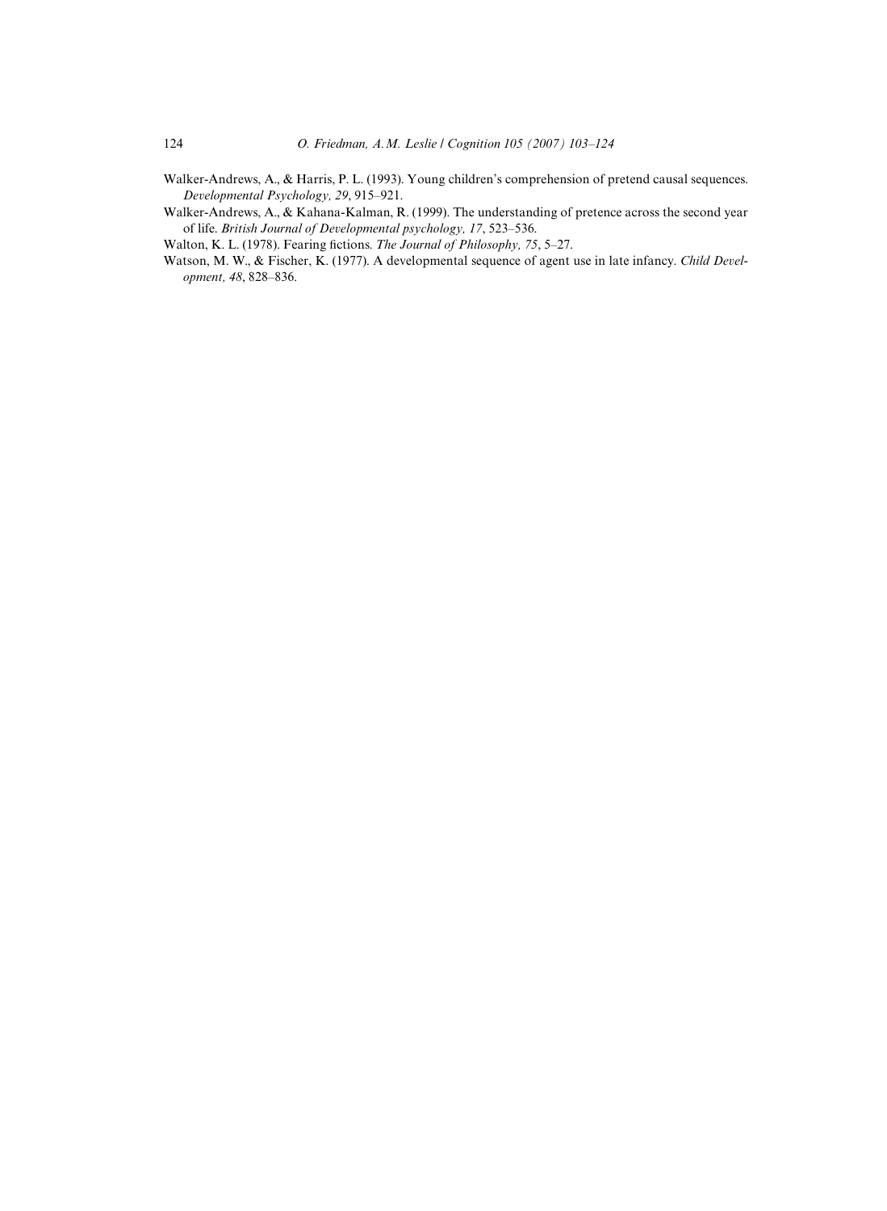Walker-Andrews, A., & Harris, P. L. (1993). Young children's comprehension of pretend causal sequences. *Developmental Psychology, 29*, 915–921.

Walker-Andrews, A., & Kahana-Kalman, R. (1999). The understanding of pretence across the second year of life. *British Journal of Developmental psychology, 17*, 523–536.

Walton, K. L. (1978). Fearing fictions. *The Journal of Philosophy, 75*, 5–27.

Watson, M. W., & Fischer, K. (1977). A developmental sequence of agent use in late infancy. *Child Development, 48*, 828–836.